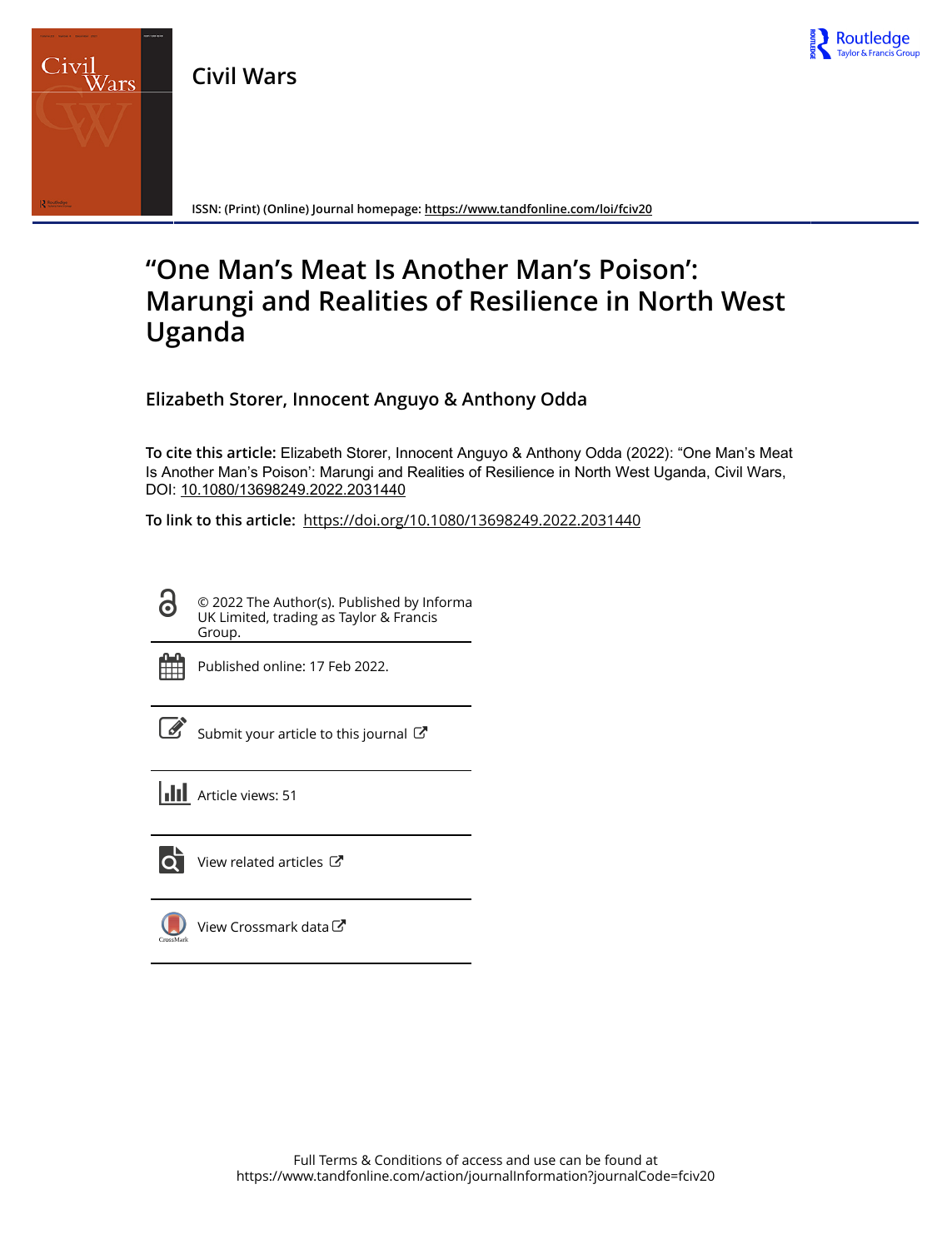Civil Wars

ISSN: (Print) (Online) Journal homepage: https://www.tandfonline.com/loi/fciv20

# "One Man's Meat Is Another Man's Poison': Marungi and Realities of Resilience in North West Uganda

**Elizabeth Storer, Innocent Anguyo & Anthony Odda**

**To cite this article:** Elizabeth Storer, Innocent Anguyo & Anthony Odda (2022): "One Man's Meat Is Another Man's Poison': Marungi and Realities of Resilience in North West Uganda, Civil Wars, DOI: 10.1080/13698249.2022.2031440

**To link to this article:** https://doi.org/10.1080/13698249.2022.2031440

© 2022 The Author(s). Published by Informa UK Limited, trading as Taylor & Francis Group.

Published online: 17 Feb 2022.

Submit your article to this journal

Article views: 51

View related articles

View Crossmark data

Full Terms & Conditions of access and use can be found at https://www.tandfonline.com/action/journalInformation?journalCode=fciv20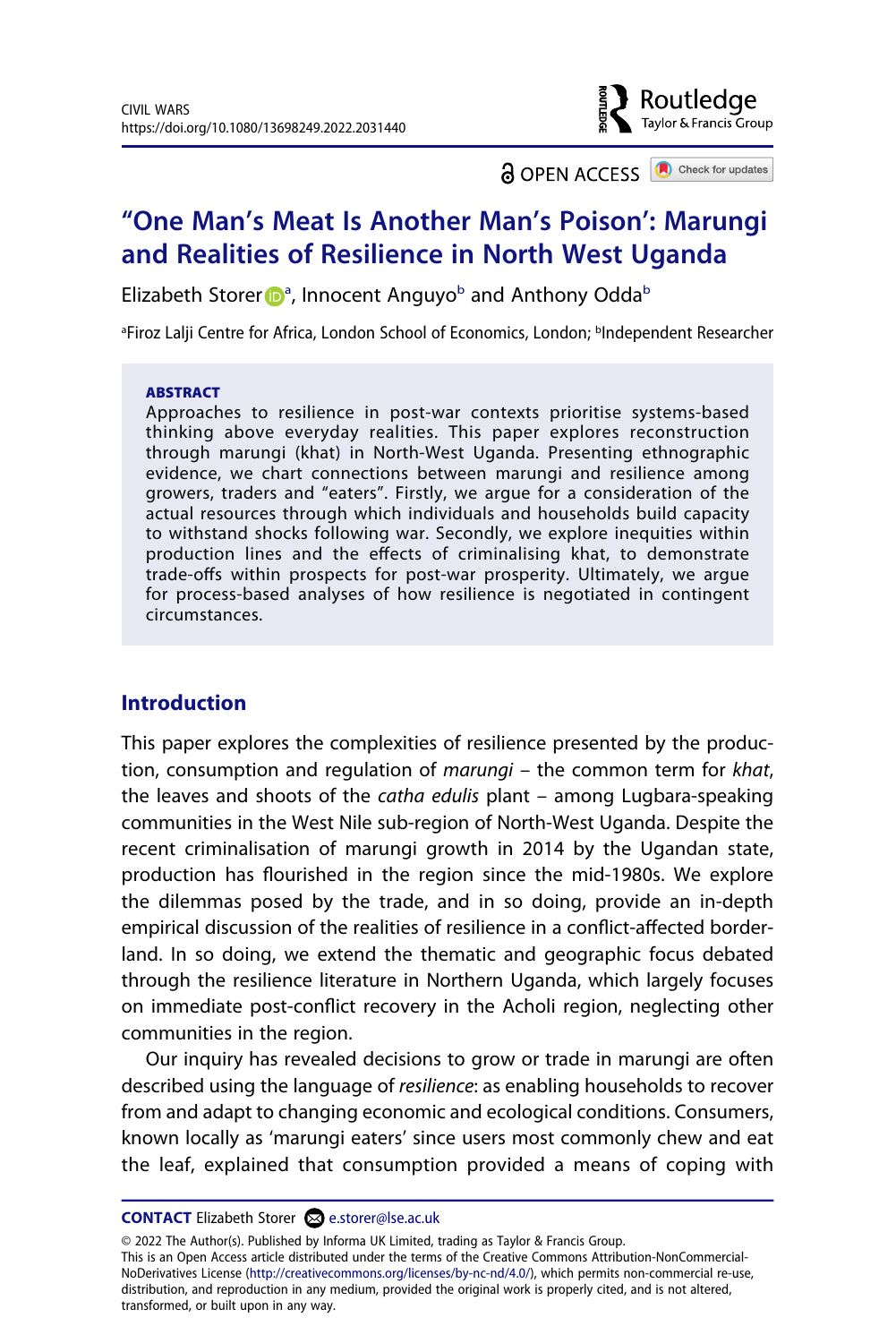# "One Man's Meat Is Another Man's Poison': Marungi and Realities of Resilience in North West Uganda

Elizabeth Storer[a], Innocent Anguyo[b] and Anthony Odda[b]

[a]Firoz Lalji Centre for Africa, London School of Economics, London; [b]Independent Researcher

## ABSTRACT

Approaches to resilience in post-war contexts prioritise systems-based thinking above everyday realities. This paper explores reconstruction through marungi (khat) in North-West Uganda. Presenting ethnographic evidence, we chart connections between marungi and resilience among growers, traders and "eaters". Firstly, we argue for a consideration of the actual resources through which individuals and households build capacity to withstand shocks following war. Secondly, we explore inequities within production lines and the effects of criminalising khat, to demonstrate trade-offs within prospects for post-war prosperity. Ultimately, we argue for process-based analyses of how resilience is negotiated in contingent circumstances.

## Introduction

This paper explores the complexities of resilience presented by the production, consumption and regulation of *marungi* – the common term for *khat*, the leaves and shoots of the *catha edulis* plant – among Lugbara-speaking communities in the West Nile sub-region of North-West Uganda. Despite the recent criminalisation of marungi growth in 2014 by the Ugandan state, production has flourished in the region since the mid-1980s. We explore the dilemmas posed by the trade, and in so doing, provide an in-depth empirical discussion of the realities of resilience in a conflict-affected borderland. In so doing, we extend the thematic and geographic focus debated through the resilience literature in Northern Uganda, which largely focuses on immediate post-conflict recovery in the Acholi region, neglecting other communities in the region.

Our inquiry has revealed decisions to grow or trade in marungi are often described using the language of *resilience*: as enabling households to recover from and adapt to changing economic and ecological conditions. Consumers, known locally as 'marungi eaters' since users most commonly chew and eat the leaf, explained that consumption provided a means of coping with

**CONTACT** Elizabeth Storer e.storer@lse.ac.uk

© 2022 The Author(s). Published by Informa UK Limited, trading as Taylor & Francis Group.
This is an Open Access article distributed under the terms of the Creative Commons Attribution-NonCommercial-NoDerivatives License (http://creativecommons.org/licenses/by-nc-nd/4.0/), which permits non-commercial re-use, distribution, and reproduction in any medium, provided the original work is properly cited, and is not altered, transformed, or built upon in any way.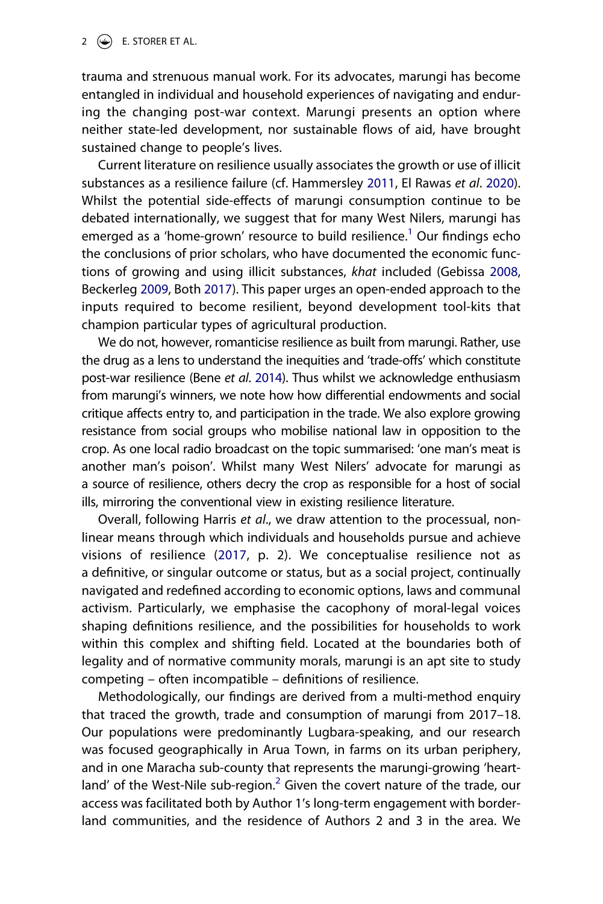trauma and strenuous manual work. For its advocates, marungi has become entangled in individual and household experiences of navigating and enduring the changing post-war context. Marungi presents an option where neither state-led development, nor sustainable flows of aid, have brought sustained change to people's lives.

Current literature on resilience usually associates the growth or use of illicit substances as a resilience failure (cf. Hammersley 2011, El Rawas *et al*. 2020). Whilst the potential side-effects of marungi consumption continue to be debated internationally, we suggest that for many West Nilers, marungi has emerged as a 'home-grown' resource to build resilience.[1] Our findings echo the conclusions of prior scholars, who have documented the economic functions of growing and using illicit substances, *khat* included (Gebissa 2008, Beckerleg 2009, Both 2017). This paper urges an open-ended approach to the inputs required to become resilient, beyond development tool-kits that champion particular types of agricultural production.

We do not, however, romanticise resilience as built from marungi. Rather, use the drug as a lens to understand the inequities and 'trade-offs' which constitute post-war resilience (Bene *et al*. 2014). Thus whilst we acknowledge enthusiasm from marungi's winners, we note how how differential endowments and social critique affects entry to, and participation in the trade. We also explore growing resistance from social groups who mobilise national law in opposition to the crop. As one local radio broadcast on the topic summarised: 'one man's meat is another man's poison'. Whilst many West Nilers' advocate for marungi as a source of resilience, others decry the crop as responsible for a host of social ills, mirroring the conventional view in existing resilience literature.

Overall, following Harris *et al*., we draw attention to the processual, non-linear means through which individuals and households pursue and achieve visions of resilience (2017, p. 2). We conceptualise resilience not as a definitive, or singular outcome or status, but as a social project, continually navigated and redefined according to economic options, laws and communal activism. Particularly, we emphasise the cacophony of moral-legal voices shaping definitions resilience, and the possibilities for households to work within this complex and shifting field. Located at the boundaries both of legality and of normative community morals, marungi is an apt site to study competing – often incompatible – definitions of resilience.

Methodologically, our findings are derived from a multi-method enquiry that traced the growth, trade and consumption of marungi from 2017–18. Our populations were predominantly Lugbara-speaking, and our research was focused geographically in Arua Town, in farms on its urban periphery, and in one Maracha sub-county that represents the marungi-growing 'heartland' of the West-Nile sub-region.[2] Given the covert nature of the trade, our access was facilitated both by Author 1's long-term engagement with borderland communities, and the residence of Authors 2 and 3 in the area. We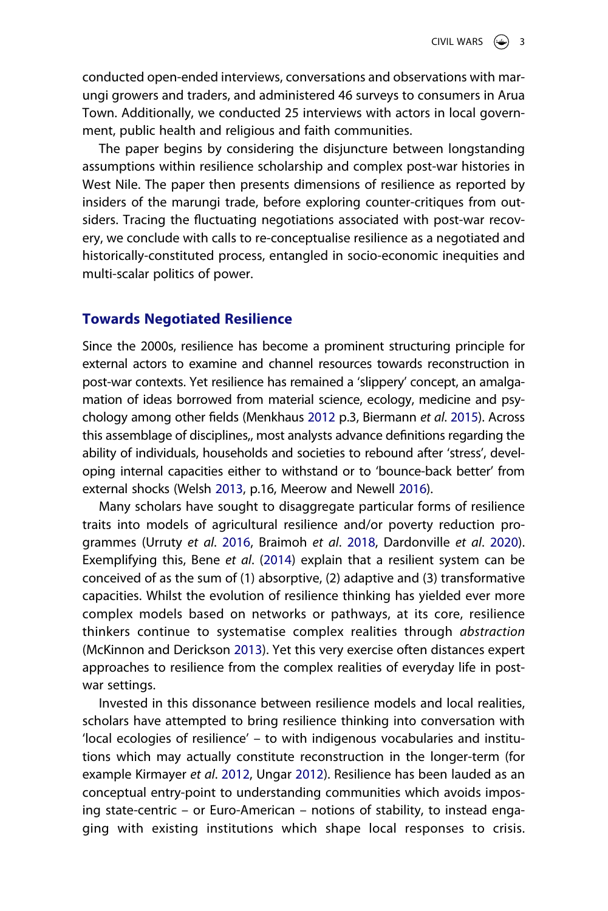conducted open-ended interviews, conversations and observations with marungi growers and traders, and administered 46 surveys to consumers in Arua Town. Additionally, we conducted 25 interviews with actors in local government, public health and religious and faith communities.

The paper begins by considering the disjuncture between longstanding assumptions within resilience scholarship and complex post-war histories in West Nile. The paper then presents dimensions of resilience as reported by insiders of the marungi trade, before exploring counter-critiques from outsiders. Tracing the fluctuating negotiations associated with post-war recovery, we conclude with calls to re-conceptualise resilience as a negotiated and historically-constituted process, entangled in socio-economic inequities and multi-scalar politics of power.

## Towards Negotiated Resilience

Since the 2000s, resilience has become a prominent structuring principle for external actors to examine and channel resources towards reconstruction in post-war contexts. Yet resilience has remained a 'slippery' concept, an amalgamation of ideas borrowed from material science, ecology, medicine and psychology among other fields (Menkhaus 2012 p.3, Biermann *et al*. 2015). Across this assemblage of disciplines,, most analysts advance definitions regarding the ability of individuals, households and societies to rebound after 'stress', developing internal capacities either to withstand or to 'bounce-back better' from external shocks (Welsh 2013, p.16, Meerow and Newell 2016).

Many scholars have sought to disaggregate particular forms of resilience traits into models of agricultural resilience and/or poverty reduction programmes (Urruty *et al*. 2016, Braimoh *et al*. 2018, Dardonville *et al*. 2020). Exemplifying this, Bene *et al*. (2014) explain that a resilient system can be conceived of as the sum of (1) absorptive, (2) adaptive and (3) transformative capacities. Whilst the evolution of resilience thinking has yielded ever more complex models based on networks or pathways, at its core, resilience thinkers continue to systematise complex realities through *abstraction* (McKinnon and Derickson 2013). Yet this very exercise often distances expert approaches to resilience from the complex realities of everyday life in post-war settings.

Invested in this dissonance between resilience models and local realities, scholars have attempted to bring resilience thinking into conversation with 'local ecologies of resilience' – to with indigenous vocabularies and institutions which may actually constitute reconstruction in the longer-term (for example Kirmayer *et al*. 2012, Ungar 2012). Resilience has been lauded as an conceptual entry-point to understanding communities which avoids imposing state-centric – or Euro-American – notions of stability, to instead engaging with existing institutions which shape local responses to crisis.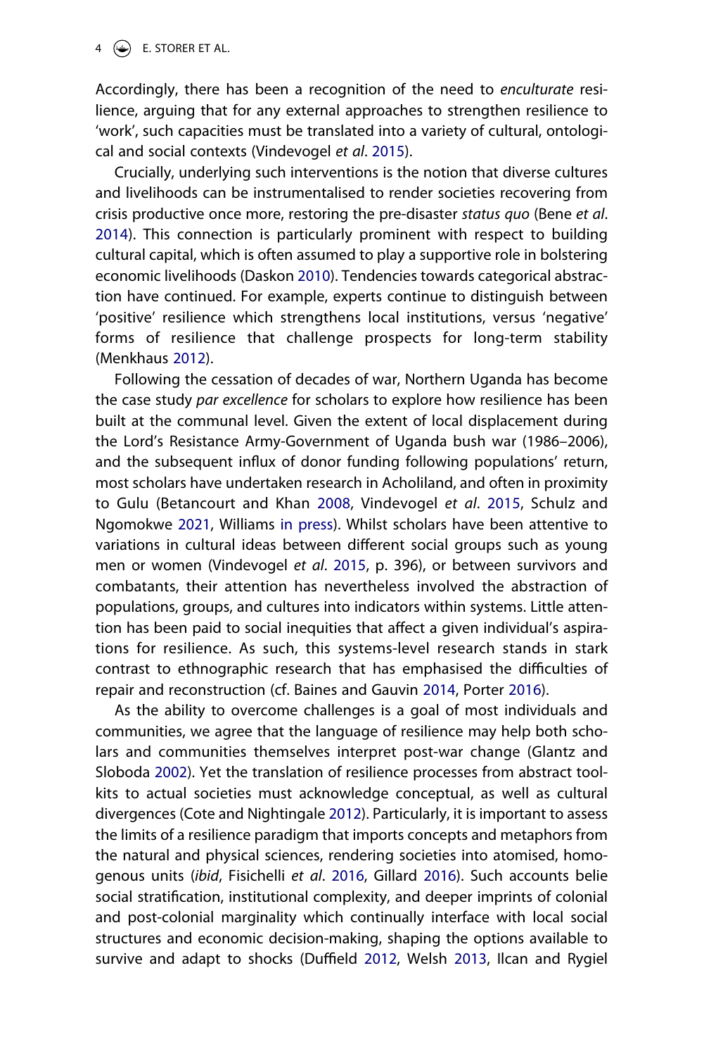Accordingly, there has been a recognition of the need to *enculturate* resilience, arguing that for any external approaches to strengthen resilience to 'work', such capacities must be translated into a variety of cultural, ontological and social contexts (Vindevogel *et al*. 2015).

Crucially, underlying such interventions is the notion that diverse cultures and livelihoods can be instrumentalised to render societies recovering from crisis productive once more, restoring the pre-disaster *status quo* (Bene *et al*. 2014). This connection is particularly prominent with respect to building cultural capital, which is often assumed to play a supportive role in bolstering economic livelihoods (Daskon 2010). Tendencies towards categorical abstraction have continued. For example, experts continue to distinguish between 'positive' resilience which strengthens local institutions, versus 'negative' forms of resilience that challenge prospects for long-term stability (Menkhaus 2012).

Following the cessation of decades of war, Northern Uganda has become the case study *par excellence* for scholars to explore how resilience has been built at the communal level. Given the extent of local displacement during the Lord's Resistance Army-Government of Uganda bush war (1986–2006), and the subsequent influx of donor funding following populations' return, most scholars have undertaken research in Acholiland, and often in proximity to Gulu (Betancourt and Khan 2008, Vindevogel *et al*. 2015, Schulz and Ngomokwe 2021, Williams in press). Whilst scholars have been attentive to variations in cultural ideas between different social groups such as young men or women (Vindevogel *et al*. 2015, p. 396), or between survivors and combatants, their attention has nevertheless involved the abstraction of populations, groups, and cultures into indicators within systems. Little attention has been paid to social inequities that affect a given individual's aspirations for resilience. As such, this systems-level research stands in stark contrast to ethnographic research that has emphasised the difficulties of repair and reconstruction (cf. Baines and Gauvin 2014, Porter 2016).

As the ability to overcome challenges is a goal of most individuals and communities, we agree that the language of resilience may help both scholars and communities themselves interpret post-war change (Glantz and Sloboda 2002). Yet the translation of resilience processes from abstract toolkits to actual societies must acknowledge conceptual, as well as cultural divergences (Cote and Nightingale 2012). Particularly, it is important to assess the limits of a resilience paradigm that imports concepts and metaphors from the natural and physical sciences, rendering societies into atomised, homogenous units (*ibid*, Fisichelli *et al*. 2016, Gillard 2016). Such accounts belie social stratification, institutional complexity, and deeper imprints of colonial and post-colonial marginality which continually interface with local social structures and economic decision-making, shaping the options available to survive and adapt to shocks (Duffield 2012, Welsh 2013, Ilcan and Rygiel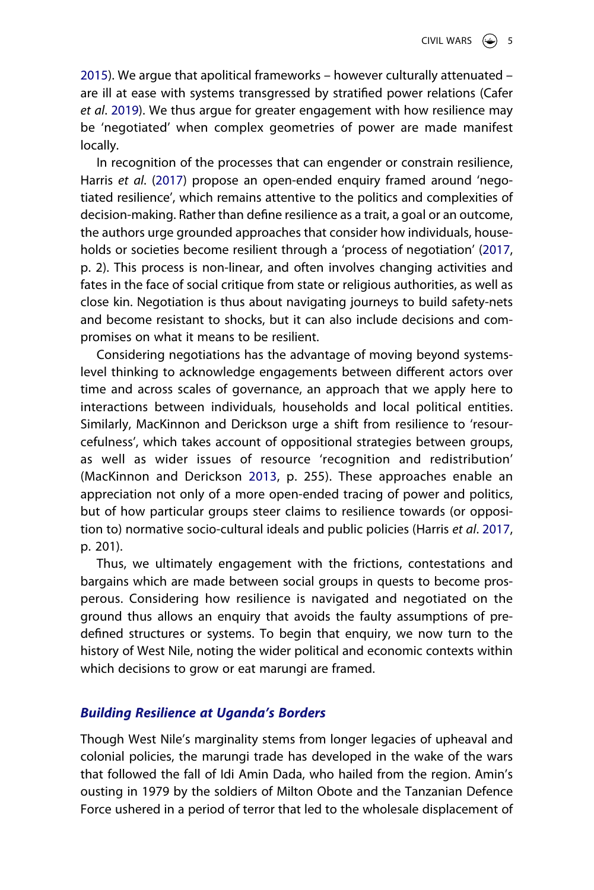2015). We argue that apolitical frameworks – however culturally attenuated – are ill at ease with systems transgressed by stratified power relations (Cafer *et al*. 2019). We thus argue for greater engagement with how resilience may be 'negotiated' when complex geometries of power are made manifest locally.

In recognition of the processes that can engender or constrain resilience, Harris *et al*. (2017) propose an open-ended enquiry framed around 'negotiated resilience', which remains attentive to the politics and complexities of decision-making. Rather than define resilience as a trait, a goal or an outcome, the authors urge grounded approaches that consider how individuals, households or societies become resilient through a 'process of negotiation' (2017, p. 2). This process is non-linear, and often involves changing activities and fates in the face of social critique from state or religious authorities, as well as close kin. Negotiation is thus about navigating journeys to build safety-nets and become resistant to shocks, but it can also include decisions and compromises on what it means to be resilient.

Considering negotiations has the advantage of moving beyond systems-level thinking to acknowledge engagements between different actors over time and across scales of governance, an approach that we apply here to interactions between individuals, households and local political entities. Similarly, MacKinnon and Derickson urge a shift from resilience to 'resourcefulness', which takes account of oppositional strategies between groups, as well as wider issues of resource 'recognition and redistribution' (MacKinnon and Derickson 2013, p. 255). These approaches enable an appreciation not only of a more open-ended tracing of power and politics, but of how particular groups steer claims to resilience towards (or opposition to) normative socio-cultural ideals and public policies (Harris *et al*. 2017, p. 201).

Thus, we ultimately engagement with the frictions, contestations and bargains which are made between social groups in quests to become prosperous. Considering how resilience is navigated and negotiated on the ground thus allows an enquiry that avoids the faulty assumptions of pre-defined structures or systems. To begin that enquiry, we now turn to the history of West Nile, noting the wider political and economic contexts within which decisions to grow or eat marungi are framed.

## Building Resilience at Uganda's Borders

Though West Nile's marginality stems from longer legacies of upheaval and colonial policies, the marungi trade has developed in the wake of the wars that followed the fall of Idi Amin Dada, who hailed from the region. Amin's ousting in 1979 by the soldiers of Milton Obote and the Tanzanian Defence Force ushered in a period of terror that led to the wholesale displacement of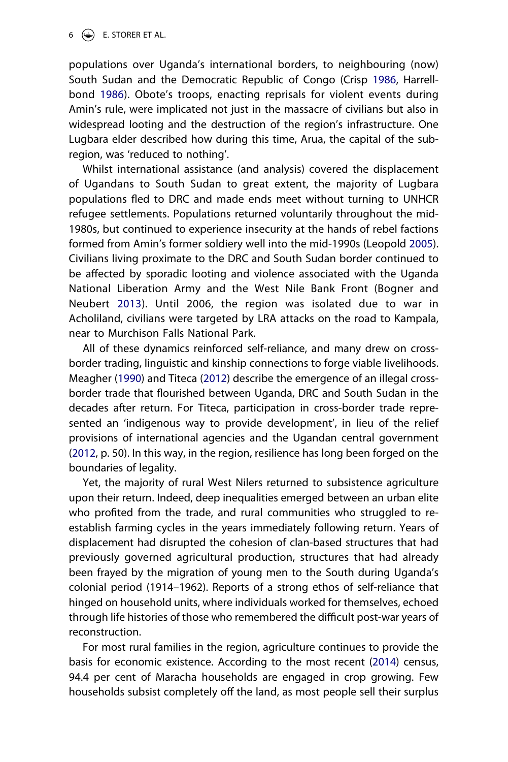populations over Uganda's international borders, to neighbouring (now) South Sudan and the Democratic Republic of Congo (Crisp 1986, Harrell-bond 1986). Obote's troops, enacting reprisals for violent events during Amin's rule, were implicated not just in the massacre of civilians but also in widespread looting and the destruction of the region's infrastructure. One Lugbara elder described how during this time, Arua, the capital of the sub-region, was 'reduced to nothing'.

Whilst international assistance (and analysis) covered the displacement of Ugandans to South Sudan to great extent, the majority of Lugbara populations fled to DRC and made ends meet without turning to UNHCR refugee settlements. Populations returned voluntarily throughout the mid-1980s, but continued to experience insecurity at the hands of rebel factions formed from Amin's former soldiery well into the mid-1990s (Leopold 2005). Civilians living proximate to the DRC and South Sudan border continued to be affected by sporadic looting and violence associated with the Uganda National Liberation Army and the West Nile Bank Front (Bogner and Neubert 2013). Until 2006, the region was isolated due to war in Acholiland, civilians were targeted by LRA attacks on the road to Kampala, near to Murchison Falls National Park.

All of these dynamics reinforced self-reliance, and many drew on cross-border trading, linguistic and kinship connections to forge viable livelihoods. Meagher (1990) and Titeca (2012) describe the emergence of an illegal cross-border trade that flourished between Uganda, DRC and South Sudan in the decades after return. For Titeca, participation in cross-border trade represented an 'indigenous way to provide development', in lieu of the relief provisions of international agencies and the Ugandan central government (2012, p. 50). In this way, in the region, resilience has long been forged on the boundaries of legality.

Yet, the majority of rural West Nilers returned to subsistence agriculture upon their return. Indeed, deep inequalities emerged between an urban elite who profited from the trade, and rural communities who struggled to re-establish farming cycles in the years immediately following return. Years of displacement had disrupted the cohesion of clan-based structures that had previously governed agricultural production, structures that had already been frayed by the migration of young men to the South during Uganda's colonial period (1914–1962). Reports of a strong ethos of self-reliance that hinged on household units, where individuals worked for themselves, echoed through life histories of those who remembered the difficult post-war years of reconstruction.

For most rural families in the region, agriculture continues to provide the basis for economic existence. According to the most recent (2014) census, 94.4 per cent of Maracha households are engaged in crop growing. Few households subsist completely off the land, as most people sell their surplus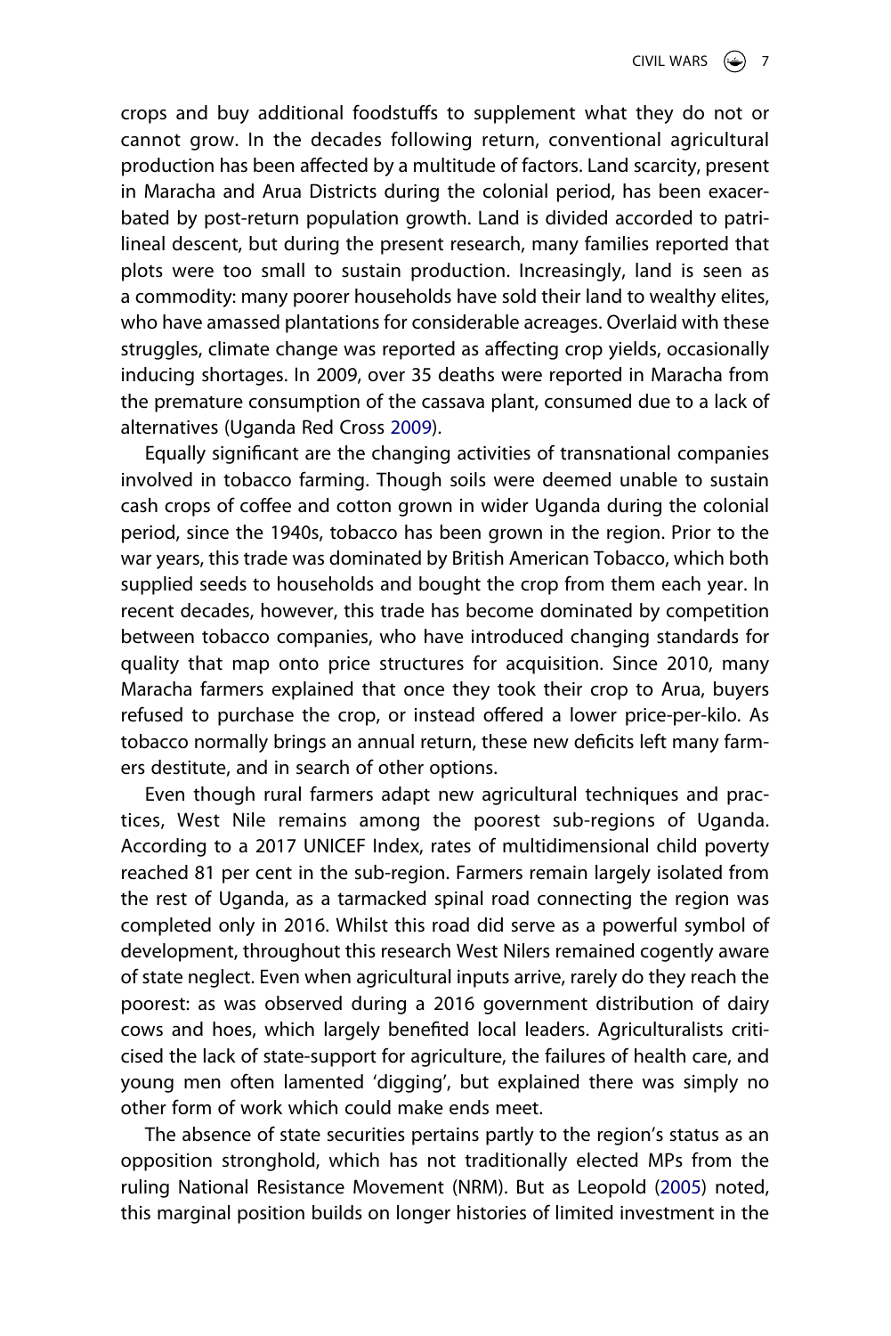crops and buy additional foodstuffs to supplement what they do not or cannot grow. In the decades following return, conventional agricultural production has been affected by a multitude of factors. Land scarcity, present in Maracha and Arua Districts during the colonial period, has been exacerbated by post-return population growth. Land is divided accorded to patrilineal descent, but during the present research, many families reported that plots were too small to sustain production. Increasingly, land is seen as a commodity: many poorer households have sold their land to wealthy elites, who have amassed plantations for considerable acreages. Overlaid with these struggles, climate change was reported as affecting crop yields, occasionally inducing shortages. In 2009, over 35 deaths were reported in Maracha from the premature consumption of the cassava plant, consumed due to a lack of alternatives (Uganda Red Cross 2009).

Equally significant are the changing activities of transnational companies involved in tobacco farming. Though soils were deemed unable to sustain cash crops of coffee and cotton grown in wider Uganda during the colonial period, since the 1940s, tobacco has been grown in the region. Prior to the war years, this trade was dominated by British American Tobacco, which both supplied seeds to households and bought the crop from them each year. In recent decades, however, this trade has become dominated by competition between tobacco companies, who have introduced changing standards for quality that map onto price structures for acquisition. Since 2010, many Maracha farmers explained that once they took their crop to Arua, buyers refused to purchase the crop, or instead offered a lower price-per-kilo. As tobacco normally brings an annual return, these new deficits left many farmers destitute, and in search of other options.

Even though rural farmers adapt new agricultural techniques and practices, West Nile remains among the poorest sub-regions of Uganda. According to a 2017 UNICEF Index, rates of multidimensional child poverty reached 81 per cent in the sub-region. Farmers remain largely isolated from the rest of Uganda, as a tarmacked spinal road connecting the region was completed only in 2016. Whilst this road did serve as a powerful symbol of development, throughout this research West Nilers remained cogently aware of state neglect. Even when agricultural inputs arrive, rarely do they reach the poorest: as was observed during a 2016 government distribution of dairy cows and hoes, which largely benefited local leaders. Agriculturalists criticised the lack of state-support for agriculture, the failures of health care, and young men often lamented 'digging', but explained there was simply no other form of work which could make ends meet.

The absence of state securities pertains partly to the region's status as an opposition stronghold, which has not traditionally elected MPs from the ruling National Resistance Movement (NRM). But as Leopold (2005) noted, this marginal position builds on longer histories of limited investment in the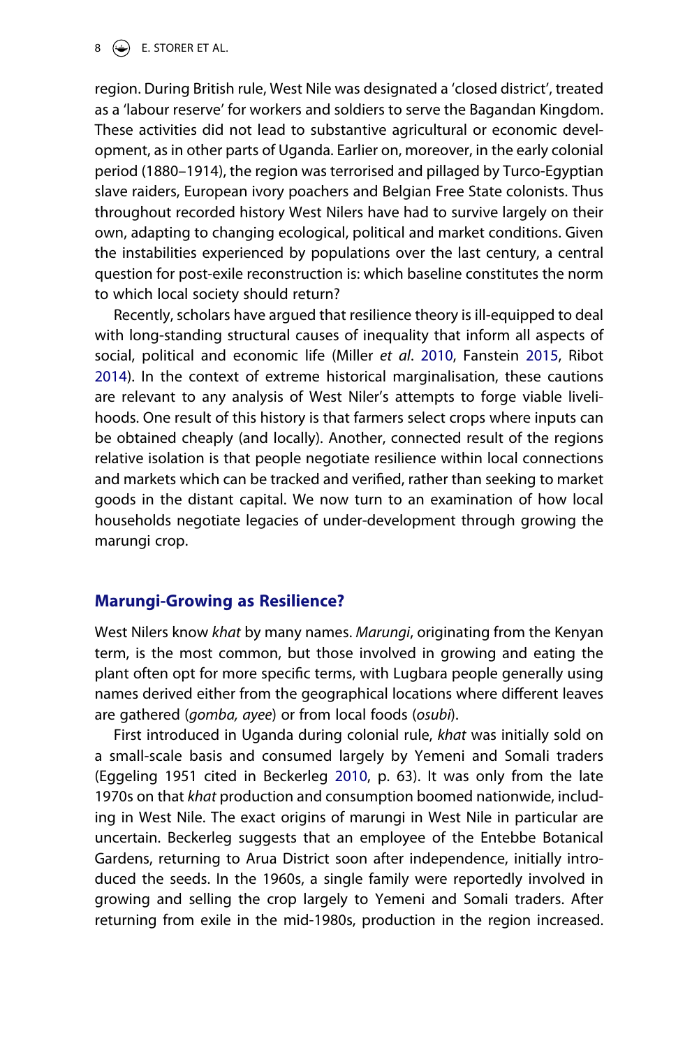region. During British rule, West Nile was designated a 'closed district', treated as a 'labour reserve' for workers and soldiers to serve the Bagandan Kingdom. These activities did not lead to substantive agricultural or economic development, as in other parts of Uganda. Earlier on, moreover, in the early colonial period (1880–1914), the region was terrorised and pillaged by Turco-Egyptian slave raiders, European ivory poachers and Belgian Free State colonists. Thus throughout recorded history West Nilers have had to survive largely on their own, adapting to changing ecological, political and market conditions. Given the instabilities experienced by populations over the last century, a central question for post-exile reconstruction is: which baseline constitutes the norm to which local society should return?

Recently, scholars have argued that resilience theory is ill-equipped to deal with long-standing structural causes of inequality that inform all aspects of social, political and economic life (Miller *et al*. 2010, Fanstein 2015, Ribot 2014). In the context of extreme historical marginalisation, these cautions are relevant to any analysis of West Niler's attempts to forge viable livelihoods. One result of this history is that farmers select crops where inputs can be obtained cheaply (and locally). Another, connected result of the regions relative isolation is that people negotiate resilience within local connections and markets which can be tracked and verified, rather than seeking to market goods in the distant capital. We now turn to an examination of how local households negotiate legacies of under-development through growing the marungi crop.

## Marungi-Growing as Resilience?

West Nilers know *khat* by many names. *Marungi*, originating from the Kenyan term, is the most common, but those involved in growing and eating the plant often opt for more specific terms, with Lugbara people generally using names derived either from the geographical locations where different leaves are gathered (*gomba, ayee*) or from local foods (*osubi*).

First introduced in Uganda during colonial rule, *khat* was initially sold on a small-scale basis and consumed largely by Yemeni and Somali traders (Eggeling 1951 cited in Beckerleg 2010, p. 63). It was only from the late 1970s on that *khat* production and consumption boomed nationwide, including in West Nile. The exact origins of marungi in West Nile in particular are uncertain. Beckerleg suggests that an employee of the Entebbe Botanical Gardens, returning to Arua District soon after independence, initially introduced the seeds. In the 1960s, a single family were reportedly involved in growing and selling the crop largely to Yemeni and Somali traders. After returning from exile in the mid-1980s, production in the region increased.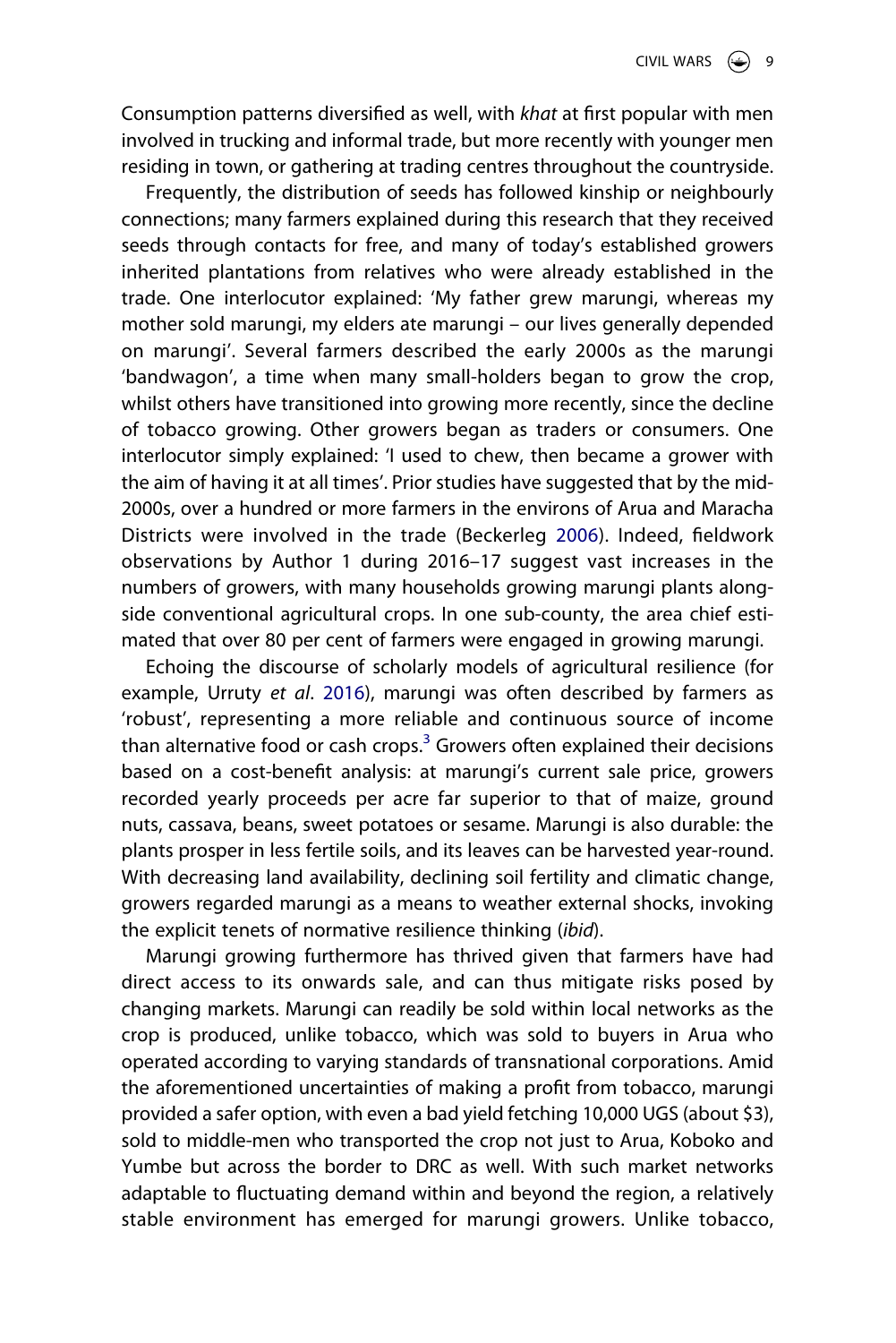Consumption patterns diversified as well, with *khat* at first popular with men involved in trucking and informal trade, but more recently with younger men residing in town, or gathering at trading centres throughout the countryside.

Frequently, the distribution of seeds has followed kinship or neighbourly connections; many farmers explained during this research that they received seeds through contacts for free, and many of today's established growers inherited plantations from relatives who were already established in the trade. One interlocutor explained: 'My father grew marungi, whereas my mother sold marungi, my elders ate marungi – our lives generally depended on marungi'. Several farmers described the early 2000s as the marungi 'bandwagon', a time when many small-holders began to grow the crop, whilst others have transitioned into growing more recently, since the decline of tobacco growing. Other growers began as traders or consumers. One interlocutor simply explained: 'I used to chew, then became a grower with the aim of having it at all times'. Prior studies have suggested that by the mid-2000s, over a hundred or more farmers in the environs of Arua and Maracha Districts were involved in the trade (Beckerleg 2006). Indeed, fieldwork observations by Author 1 during 2016–17 suggest vast increases in the numbers of growers, with many households growing marungi plants alongside conventional agricultural crops. In one sub-county, the area chief estimated that over 80 per cent of farmers were engaged in growing marungi.

Echoing the discourse of scholarly models of agricultural resilience (for example, Urruty *et al*. 2016), marungi was often described by farmers as 'robust', representing a more reliable and continuous source of income than alternative food or cash crops.[3] Growers often explained their decisions based on a cost-benefit analysis: at marungi's current sale price, growers recorded yearly proceeds per acre far superior to that of maize, ground nuts, cassava, beans, sweet potatoes or sesame. Marungi is also durable: the plants prosper in less fertile soils, and its leaves can be harvested year-round. With decreasing land availability, declining soil fertility and climatic change, growers regarded marungi as a means to weather external shocks, invoking the explicit tenets of normative resilience thinking (*ibid*).

Marungi growing furthermore has thrived given that farmers have had direct access to its onwards sale, and can thus mitigate risks posed by changing markets. Marungi can readily be sold within local networks as the crop is produced, unlike tobacco, which was sold to buyers in Arua who operated according to varying standards of transnational corporations. Amid the aforementioned uncertainties of making a profit from tobacco, marungi provided a safer option, with even a bad yield fetching 10,000 UGS (about $3), sold to middle-men who transported the crop not just to Arua, Koboko and Yumbe but across the border to DRC as well. With such market networks adaptable to fluctuating demand within and beyond the region, a relatively stable environment has emerged for marungi growers. Unlike tobacco,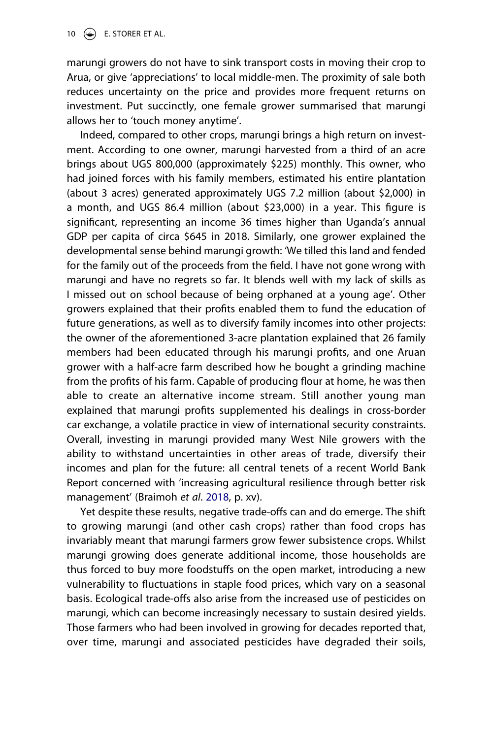marungi growers do not have to sink transport costs in moving their crop to Arua, or give 'appreciations' to local middle-men. The proximity of sale both reduces uncertainty on the price and provides more frequent returns on investment. Put succinctly, one female grower summarised that marungi allows her to 'touch money anytime'.

Indeed, compared to other crops, marungi brings a high return on investment. According to one owner, marungi harvested from a third of an acre brings about UGS 800,000 (approximately $225) monthly. This owner, who had joined forces with his family members, estimated his entire plantation (about 3 acres) generated approximately UGS 7.2 million (about $2,000) in a month, and UGS 86.4 million (about $23,000) in a year. This figure is significant, representing an income 36 times higher than Uganda's annual GDP per capita of circa $645 in 2018. Similarly, one grower explained the developmental sense behind marungi growth: 'We tilled this land and fended for the family out of the proceeds from the field. I have not gone wrong with marungi and have no regrets so far. It blends well with my lack of skills as I missed out on school because of being orphaned at a young age'. Other growers explained that their profits enabled them to fund the education of future generations, as well as to diversify family incomes into other projects: the owner of the aforementioned 3-acre plantation explained that 26 family members had been educated through his marungi profits, and one Aruan grower with a half-acre farm described how he bought a grinding machine from the profits of his farm. Capable of producing flour at home, he was then able to create an alternative income stream. Still another young man explained that marungi profits supplemented his dealings in cross-border car exchange, a volatile practice in view of international security constraints. Overall, investing in marungi provided many West Nile growers with the ability to withstand uncertainties in other areas of trade, diversify their incomes and plan for the future: all central tenets of a recent World Bank Report concerned with 'increasing agricultural resilience through better risk management' (Braimoh *et al*. 2018, p. xv).

Yet despite these results, negative trade-offs can and do emerge. The shift to growing marungi (and other cash crops) rather than food crops has invariably meant that marungi farmers grow fewer subsistence crops. Whilst marungi growing does generate additional income, those households are thus forced to buy more foodstuffs on the open market, introducing a new vulnerability to fluctuations in staple food prices, which vary on a seasonal basis. Ecological trade-offs also arise from the increased use of pesticides on marungi, which can become increasingly necessary to sustain desired yields. Those farmers who had been involved in growing for decades reported that, over time, marungi and associated pesticides have degraded their soils,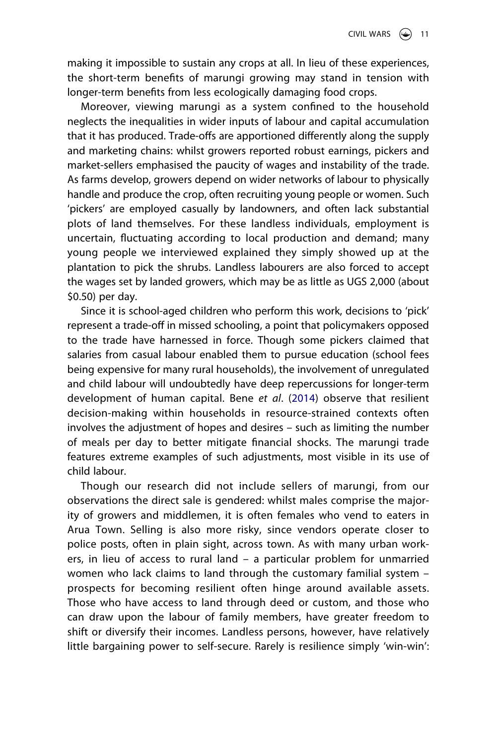making it impossible to sustain any crops at all. In lieu of these experiences, the short-term benefits of marungi growing may stand in tension with longer-term benefits from less ecologically damaging food crops.

Moreover, viewing marungi as a system confined to the household neglects the inequalities in wider inputs of labour and capital accumulation that it has produced. Trade-offs are apportioned differently along the supply and marketing chains: whilst growers reported robust earnings, pickers and market-sellers emphasised the paucity of wages and instability of the trade. As farms develop, growers depend on wider networks of labour to physically handle and produce the crop, often recruiting young people or women. Such 'pickers' are employed casually by landowners, and often lack substantial plots of land themselves. For these landless individuals, employment is uncertain, fluctuating according to local production and demand; many young people we interviewed explained they simply showed up at the plantation to pick the shrubs. Landless labourers are also forced to accept the wages set by landed growers, which may be as little as UGS 2,000 (about $0.50) per day.

Since it is school-aged children who perform this work, decisions to 'pick' represent a trade-off in missed schooling, a point that policymakers opposed to the trade have harnessed in force. Though some pickers claimed that salaries from casual labour enabled them to pursue education (school fees being expensive for many rural households), the involvement of unregulated and child labour will undoubtedly have deep repercussions for longer-term development of human capital. Bene *et al*. (2014) observe that resilient decision-making within households in resource-strained contexts often involves the adjustment of hopes and desires – such as limiting the number of meals per day to better mitigate financial shocks. The marungi trade features extreme examples of such adjustments, most visible in its use of child labour.

Though our research did not include sellers of marungi, from our observations the direct sale is gendered: whilst males comprise the majority of growers and middlemen, it is often females who vend to eaters in Arua Town. Selling is also more risky, since vendors operate closer to police posts, often in plain sight, across town. As with many urban workers, in lieu of access to rural land – a particular problem for unmarried women who lack claims to land through the customary familial system – prospects for becoming resilient often hinge around available assets. Those who have access to land through deed or custom, and those who can draw upon the labour of family members, have greater freedom to shift or diversify their incomes. Landless persons, however, have relatively little bargaining power to self-secure. Rarely is resilience simply 'win-win':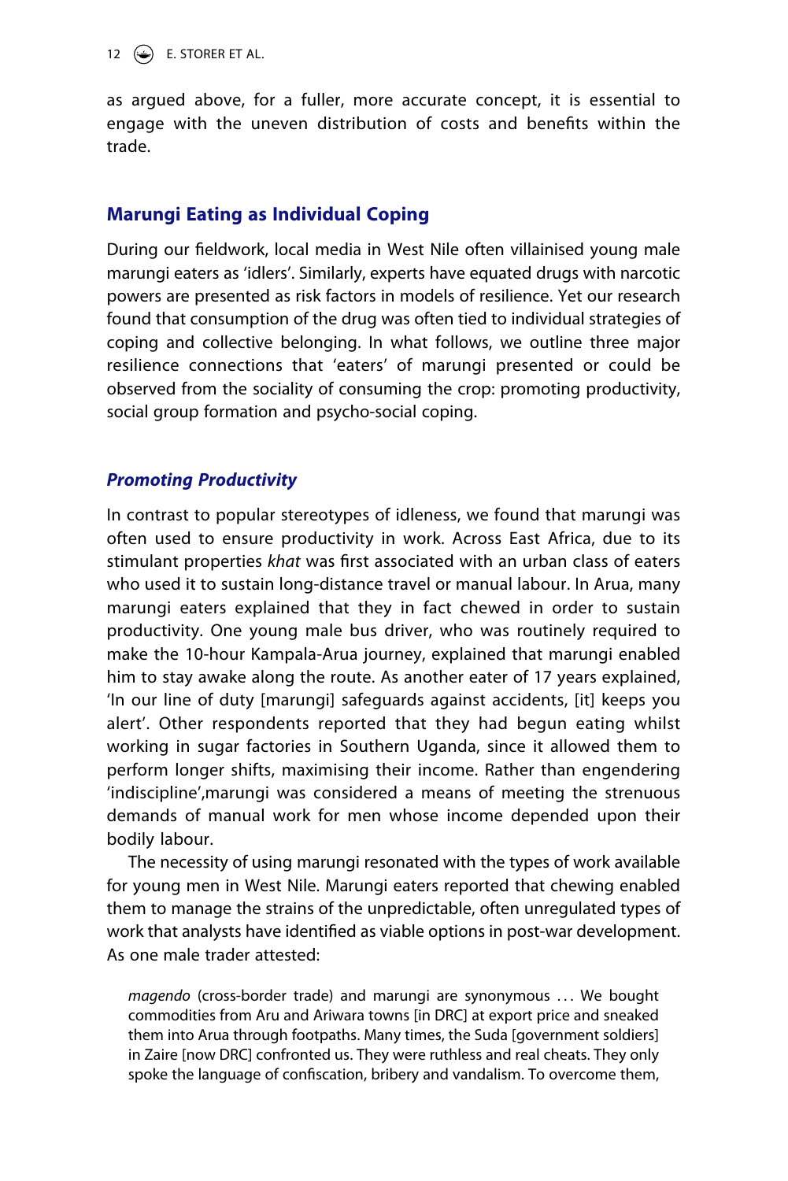as argued above, for a fuller, more accurate concept, it is essential to engage with the uneven distribution of costs and benefits within the trade.

## Marungi Eating as Individual Coping

During our fieldwork, local media in West Nile often villainised young male marungi eaters as 'idlers'. Similarly, experts have equated drugs with narcotic powers are presented as risk factors in models of resilience. Yet our research found that consumption of the drug was often tied to individual strategies of coping and collective belonging. In what follows, we outline three major resilience connections that 'eaters' of marungi presented or could be observed from the sociality of consuming the crop: promoting productivity, social group formation and psycho-social coping.

### *Promoting Productivity*

In contrast to popular stereotypes of idleness, we found that marungi was often used to ensure productivity in work. Across East Africa, due to its stimulant properties *khat* was first associated with an urban class of eaters who used it to sustain long-distance travel or manual labour. In Arua, many marungi eaters explained that they in fact chewed in order to sustain productivity. One young male bus driver, who was routinely required to make the 10-hour Kampala-Arua journey, explained that marungi enabled him to stay awake along the route. As another eater of 17 years explained, 'In our line of duty [marungi] safeguards against accidents, [it] keeps you alert'. Other respondents reported that they had begun eating whilst working in sugar factories in Southern Uganda, since it allowed them to perform longer shifts, maximising their income. Rather than engendering 'indiscipline',marungi was considered a means of meeting the strenuous demands of manual work for men whose income depended upon their bodily labour.

The necessity of using marungi resonated with the types of work available for young men in West Nile. Marungi eaters reported that chewing enabled them to manage the strains of the unpredictable, often unregulated types of work that analysts have identified as viable options in post-war development. As one male trader attested:

> *magendo* (cross-border trade) and marungi are synonymous ... We bought commodities from Aru and Ariwara towns [in DRC] at export price and sneaked them into Arua through footpaths. Many times, the Suda [government soldiers] in Zaire [now DRC] confronted us. They were ruthless and real cheats. They only spoke the language of confiscation, bribery and vandalism. To overcome them,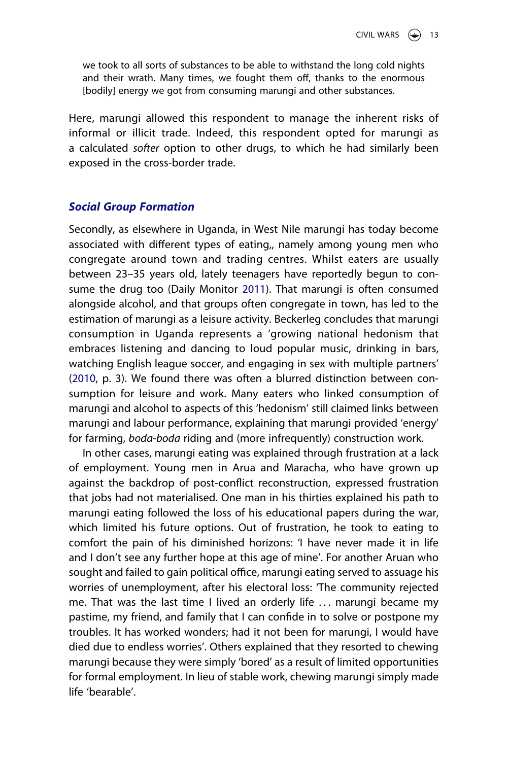> we took to all sorts of substances to be able to withstand the long cold nights and their wrath. Many times, we fought them off, thanks to the enormous [bodily] energy we got from consuming marungi and other substances.

Here, marungi allowed this respondent to manage the inherent risks of informal or illicit trade. Indeed, this respondent opted for marungi as a calculated *softer* option to other drugs, to which he had similarly been exposed in the cross-border trade.

### *Social Group Formation*

Secondly, as elsewhere in Uganda, in West Nile marungi has today become associated with different types of eating,, namely among young men who congregate around town and trading centres. Whilst eaters are usually between 23–35 years old, lately teenagers have reportedly begun to consume the drug too (Daily Monitor 2011). That marungi is often consumed alongside alcohol, and that groups often congregate in town, has led to the estimation of marungi as a leisure activity. Beckerleg concludes that marungi consumption in Uganda represents a 'growing national hedonism that embraces listening and dancing to loud popular music, drinking in bars, watching English league soccer, and engaging in sex with multiple partners' (2010, p. 3). We found there was often a blurred distinction between consumption for leisure and work. Many eaters who linked consumption of marungi and alcohol to aspects of this 'hedonism' still claimed links between marungi and labour performance, explaining that marungi provided 'energy' for farming, *boda-boda* riding and (more infrequently) construction work.

In other cases, marungi eating was explained through frustration at a lack of employment. Young men in Arua and Maracha, who have grown up against the backdrop of post-conflict reconstruction, expressed frustration that jobs had not materialised. One man in his thirties explained his path to marungi eating followed the loss of his educational papers during the war, which limited his future options. Out of frustration, he took to eating to comfort the pain of his diminished horizons: 'I have never made it in life and I don't see any further hope at this age of mine'. For another Aruan who sought and failed to gain political office, marungi eating served to assuage his worries of unemployment, after his electoral loss: 'The community rejected me. That was the last time I lived an orderly life … marungi became my pastime, my friend, and family that I can confide in to solve or postpone my troubles. It has worked wonders; had it not been for marungi, I would have died due to endless worries'. Others explained that they resorted to chewing marungi because they were simply 'bored' as a result of limited opportunities for formal employment. In lieu of stable work, chewing marungi simply made life 'bearable'.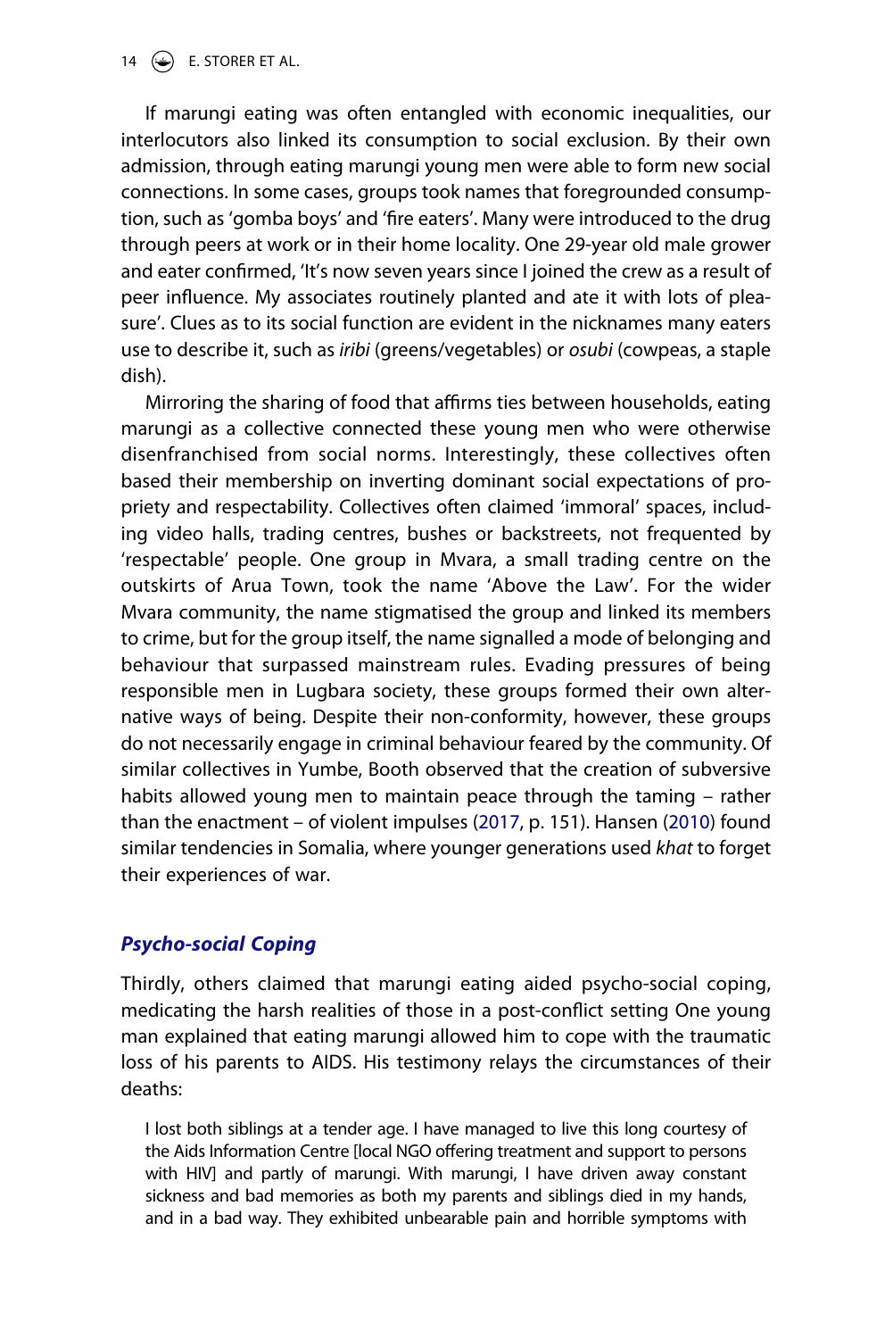If marungi eating was often entangled with economic inequalities, our interlocutors also linked its consumption to social exclusion. By their own admission, through eating marungi young men were able to form new social connections. In some cases, groups took names that foregrounded consumption, such as 'gomba boys' and 'fire eaters'. Many were introduced to the drug through peers at work or in their home locality. One 29-year old male grower and eater confirmed, 'It's now seven years since I joined the crew as a result of peer influence. My associates routinely planted and ate it with lots of pleasure'. Clues as to its social function are evident in the nicknames many eaters use to describe it, such as *iribi* (greens/vegetables) or *osubi* (cowpeas, a staple dish).

Mirroring the sharing of food that affirms ties between households, eating marungi as a collective connected these young men who were otherwise disenfranchised from social norms. Interestingly, these collectives often based their membership on inverting dominant social expectations of propriety and respectability. Collectives often claimed 'immoral' spaces, including video halls, trading centres, bushes or backstreets, not frequented by 'respectable' people. One group in Mvara, a small trading centre on the outskirts of Arua Town, took the name 'Above the Law'. For the wider Mvara community, the name stigmatised the group and linked its members to crime, but for the group itself, the name signalled a mode of belonging and behaviour that surpassed mainstream rules. Evading pressures of being responsible men in Lugbara society, these groups formed their own alternative ways of being. Despite their non-conformity, however, these groups do not necessarily engage in criminal behaviour feared by the community. Of similar collectives in Yumbe, Booth observed that the creation of subversive habits allowed young men to maintain peace through the taming – rather than the enactment – of violent impulses (2017, p. 151). Hansen (2010) found similar tendencies in Somalia, where younger generations used *khat* to forget their experiences of war.

### *Psycho-social Coping*

Thirdly, others claimed that marungi eating aided psycho-social coping, medicating the harsh realities of those in a post-conflict setting One young man explained that eating marungi allowed him to cope with the traumatic loss of his parents to AIDS. His testimony relays the circumstances of their deaths:

> I lost both siblings at a tender age. I have managed to live this long courtesy of the Aids Information Centre [local NGO offering treatment and support to persons with HIV] and partly of marungi. With marungi, I have driven away constant sickness and bad memories as both my parents and siblings died in my hands, and in a bad way. They exhibited unbearable pain and horrible symptoms with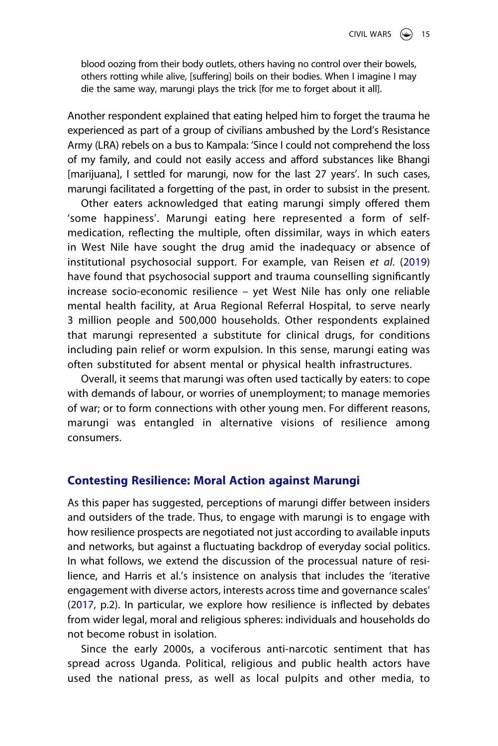> blood oozing from their body outlets, others having no control over their bowels, others rotting while alive, [suffering] boils on their bodies. When I imagine I may die the same way, marungi plays the trick [for me to forget about it all].

Another respondent explained that eating helped him to forget the trauma he experienced as part of a group of civilians ambushed by the Lord's Resistance Army (LRA) rebels on a bus to Kampala: 'Since I could not comprehend the loss of my family, and could not easily access and afford substances like Bhangi [marijuana], I settled for marungi, now for the last 27 years'. In such cases, marungi facilitated a forgetting of the past, in order to subsist in the present.

Other eaters acknowledged that eating marungi simply offered them 'some happiness'. Marungi eating here represented a form of self-medication, reflecting the multiple, often dissimilar, ways in which eaters in West Nile have sought the drug amid the inadequacy or absence of institutional psychosocial support. For example, van Reisen *et al*. (2019) have found that psychosocial support and trauma counselling significantly increase socio-economic resilience – yet West Nile has only one reliable mental health facility, at Arua Regional Referral Hospital, to serve nearly 3 million people and 500,000 households. Other respondents explained that marungi represented a substitute for clinical drugs, for conditions including pain relief or worm expulsion. In this sense, marungi eating was often substituted for absent mental or physical health infrastructures.

Overall, it seems that marungi was often used tactically by eaters: to cope with demands of labour, or worries of unemployment; to manage memories of war; or to form connections with other young men. For different reasons, marungi was entangled in alternative visions of resilience among consumers.

## Contesting Resilience: Moral Action against Marungi

As this paper has suggested, perceptions of marungi differ between insiders and outsiders of the trade. Thus, to engage with marungi is to engage with how resilience prospects are negotiated not just according to available inputs and networks, but against a fluctuating backdrop of everyday social politics. In what follows, we extend the discussion of the processual nature of resilience, and Harris et al.'s insistence on analysis that includes the 'iterative engagement with diverse actors, interests across time and governance scales' (2017, p.2). In particular, we explore how resilience is inflected by debates from wider legal, moral and religious spheres: individuals and households do not become robust in isolation.

Since the early 2000s, a vociferous anti-narcotic sentiment that has spread across Uganda. Political, religious and public health actors have used the national press, as well as local pulpits and other media, to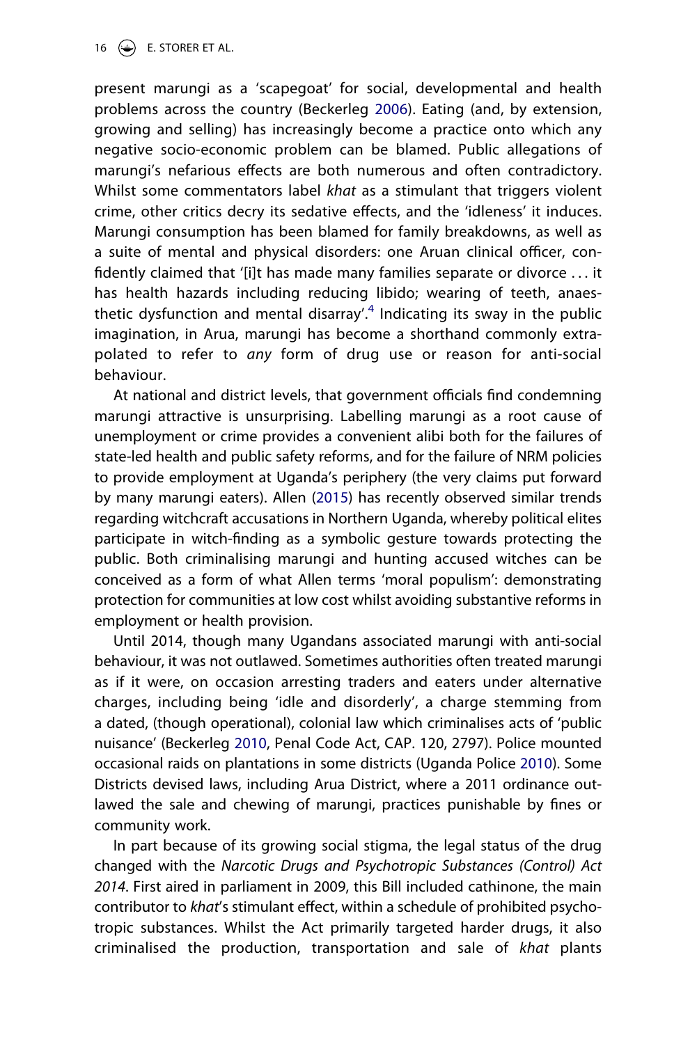present marungi as a 'scapegoat' for social, developmental and health problems across the country (Beckerleg 2006). Eating (and, by extension, growing and selling) has increasingly become a practice onto which any negative socio-economic problem can be blamed. Public allegations of marungi's nefarious effects are both numerous and often contradictory. Whilst some commentators label *khat* as a stimulant that triggers violent crime, other critics decry its sedative effects, and the 'idleness' it induces. Marungi consumption has been blamed for family breakdowns, as well as a suite of mental and physical disorders: one Aruan clinical officer, confidently claimed that '[i]t has made many families separate or divorce … it has health hazards including reducing libido; wearing of teeth, anaesthetic dysfunction and mental disarray'.[4] Indicating its sway in the public imagination, in Arua, marungi has become a shorthand commonly extrapolated to refer to *any* form of drug use or reason for anti-social behaviour.

At national and district levels, that government officials find condemning marungi attractive is unsurprising. Labelling marungi as a root cause of unemployment or crime provides a convenient alibi both for the failures of state-led health and public safety reforms, and for the failure of NRM policies to provide employment at Uganda's periphery (the very claims put forward by many marungi eaters). Allen (2015) has recently observed similar trends regarding witchcraft accusations in Northern Uganda, whereby political elites participate in witch-finding as a symbolic gesture towards protecting the public. Both criminalising marungi and hunting accused witches can be conceived as a form of what Allen terms 'moral populism': demonstrating protection for communities at low cost whilst avoiding substantive reforms in employment or health provision.

Until 2014, though many Ugandans associated marungi with anti-social behaviour, it was not outlawed. Sometimes authorities often treated marungi as if it were, on occasion arresting traders and eaters under alternative charges, including being 'idle and disorderly', a charge stemming from a dated, (though operational), colonial law which criminalises acts of 'public nuisance' (Beckerleg 2010, Penal Code Act, CAP. 120, 2797). Police mounted occasional raids on plantations in some districts (Uganda Police 2010). Some Districts devised laws, including Arua District, where a 2011 ordinance outlawed the sale and chewing of marungi, practices punishable by fines or community work.

In part because of its growing social stigma, the legal status of the drug changed with the *Narcotic Drugs and Psychotropic Substances (Control) Act 2014*. First aired in parliament in 2009, this Bill included cathinone, the main contributor to *khat*'s stimulant effect, within a schedule of prohibited psychotropic substances. Whilst the Act primarily targeted harder drugs, it also criminalised the production, transportation and sale of *khat* plants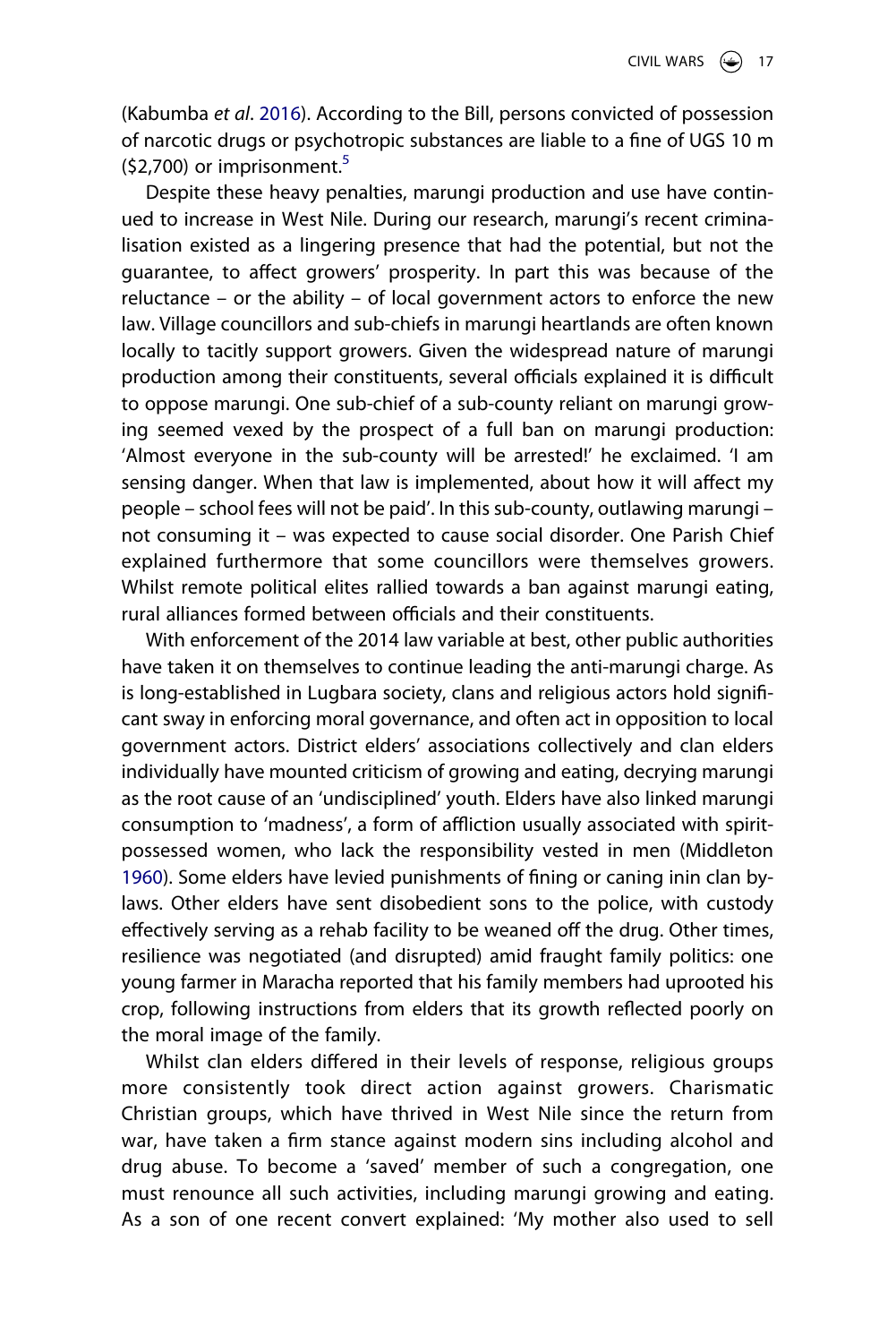(Kabumba *et al*. 2016). According to the Bill, persons convicted of possession of narcotic drugs or psychotropic substances are liable to a fine of UGS 10 m ($2,700) or imprisonment.[5]

Despite these heavy penalties, marungi production and use have continued to increase in West Nile. During our research, marungi's recent criminalisation existed as a lingering presence that had the potential, but not the guarantee, to affect growers' prosperity. In part this was because of the reluctance – or the ability – of local government actors to enforce the new law. Village councillors and sub-chiefs in marungi heartlands are often known locally to tacitly support growers. Given the widespread nature of marungi production among their constituents, several officials explained it is difficult to oppose marungi. One sub-chief of a sub-county reliant on marungi growing seemed vexed by the prospect of a full ban on marungi production: 'Almost everyone in the sub-county will be arrested!' he exclaimed. 'I am sensing danger. When that law is implemented, about how it will affect my people – school fees will not be paid'. In this sub-county, outlawing marungi – not consuming it – was expected to cause social disorder. One Parish Chief explained furthermore that some councillors were themselves growers. Whilst remote political elites rallied towards a ban against marungi eating, rural alliances formed between officials and their constituents.

With enforcement of the 2014 law variable at best, other public authorities have taken it on themselves to continue leading the anti-marungi charge. As is long-established in Lugbara society, clans and religious actors hold significant sway in enforcing moral governance, and often act in opposition to local government actors. District elders' associations collectively and clan elders individually have mounted criticism of growing and eating, decrying marungi as the root cause of an 'undisciplined' youth. Elders have also linked marungi consumption to 'madness', a form of affliction usually associated with spirit-possessed women, who lack the responsibility vested in men (Middleton 1960). Some elders have levied punishments of fining or caning inin clan by-laws. Other elders have sent disobedient sons to the police, with custody effectively serving as a rehab facility to be weaned off the drug. Other times, resilience was negotiated (and disrupted) amid fraught family politics: one young farmer in Maracha reported that his family members had uprooted his crop, following instructions from elders that its growth reflected poorly on the moral image of the family.

Whilst clan elders differed in their levels of response, religious groups more consistently took direct action against growers. Charismatic Christian groups, which have thrived in West Nile since the return from war, have taken a firm stance against modern sins including alcohol and drug abuse. To become a 'saved' member of such a congregation, one must renounce all such activities, including marungi growing and eating. As a son of one recent convert explained: 'My mother also used to sell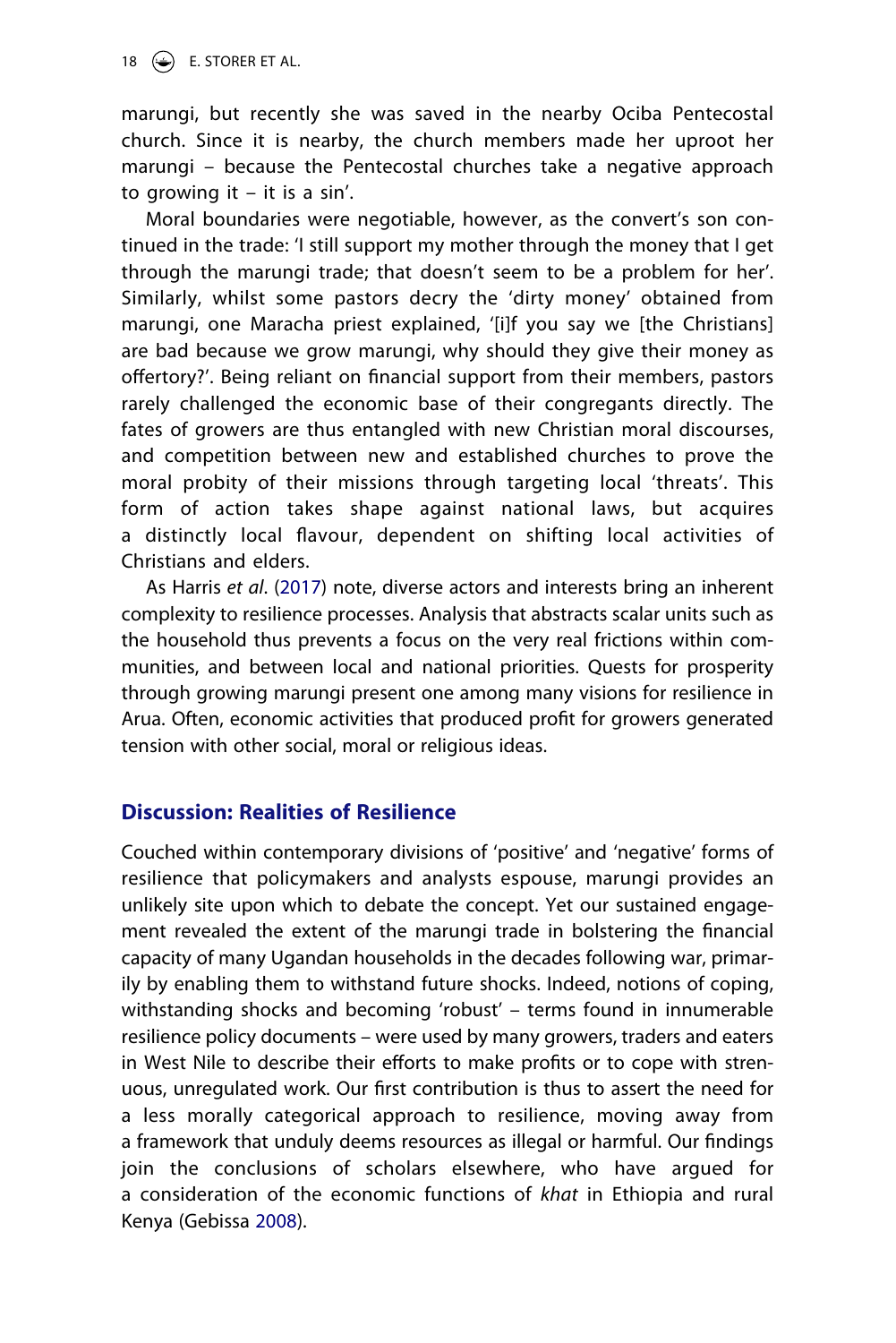marungi, but recently she was saved in the nearby Ociba Pentecostal church. Since it is nearby, the church members made her uproot her marungi – because the Pentecostal churches take a negative approach to growing it – it is a sin'.

Moral boundaries were negotiable, however, as the convert's son continued in the trade: 'I still support my mother through the money that I get through the marungi trade; that doesn't seem to be a problem for her'. Similarly, whilst some pastors decry the 'dirty money' obtained from marungi, one Maracha priest explained, '[i]f you say we [the Christians] are bad because we grow marungi, why should they give their money as offertory?'. Being reliant on financial support from their members, pastors rarely challenged the economic base of their congregants directly. The fates of growers are thus entangled with new Christian moral discourses, and competition between new and established churches to prove the moral probity of their missions through targeting local 'threats'. This form of action takes shape against national laws, but acquires a distinctly local flavour, dependent on shifting local activities of Christians and elders.

As Harris *et al*. (2017) note, diverse actors and interests bring an inherent complexity to resilience processes. Analysis that abstracts scalar units such as the household thus prevents a focus on the very real frictions within communities, and between local and national priorities. Quests for prosperity through growing marungi present one among many visions for resilience in Arua. Often, economic activities that produced profit for growers generated tension with other social, moral or religious ideas.

## Discussion: Realities of Resilience

Couched within contemporary divisions of 'positive' and 'negative' forms of resilience that policymakers and analysts espouse, marungi provides an unlikely site upon which to debate the concept. Yet our sustained engagement revealed the extent of the marungi trade in bolstering the financial capacity of many Ugandan households in the decades following war, primarily by enabling them to withstand future shocks. Indeed, notions of coping, withstanding shocks and becoming 'robust' – terms found in innumerable resilience policy documents – were used by many growers, traders and eaters in West Nile to describe their efforts to make profits or to cope with strenuous, unregulated work. Our first contribution is thus to assert the need for a less morally categorical approach to resilience, moving away from a framework that unduly deems resources as illegal or harmful. Our findings join the conclusions of scholars elsewhere, who have argued for a consideration of the economic functions of *khat* in Ethiopia and rural Kenya (Gebissa 2008).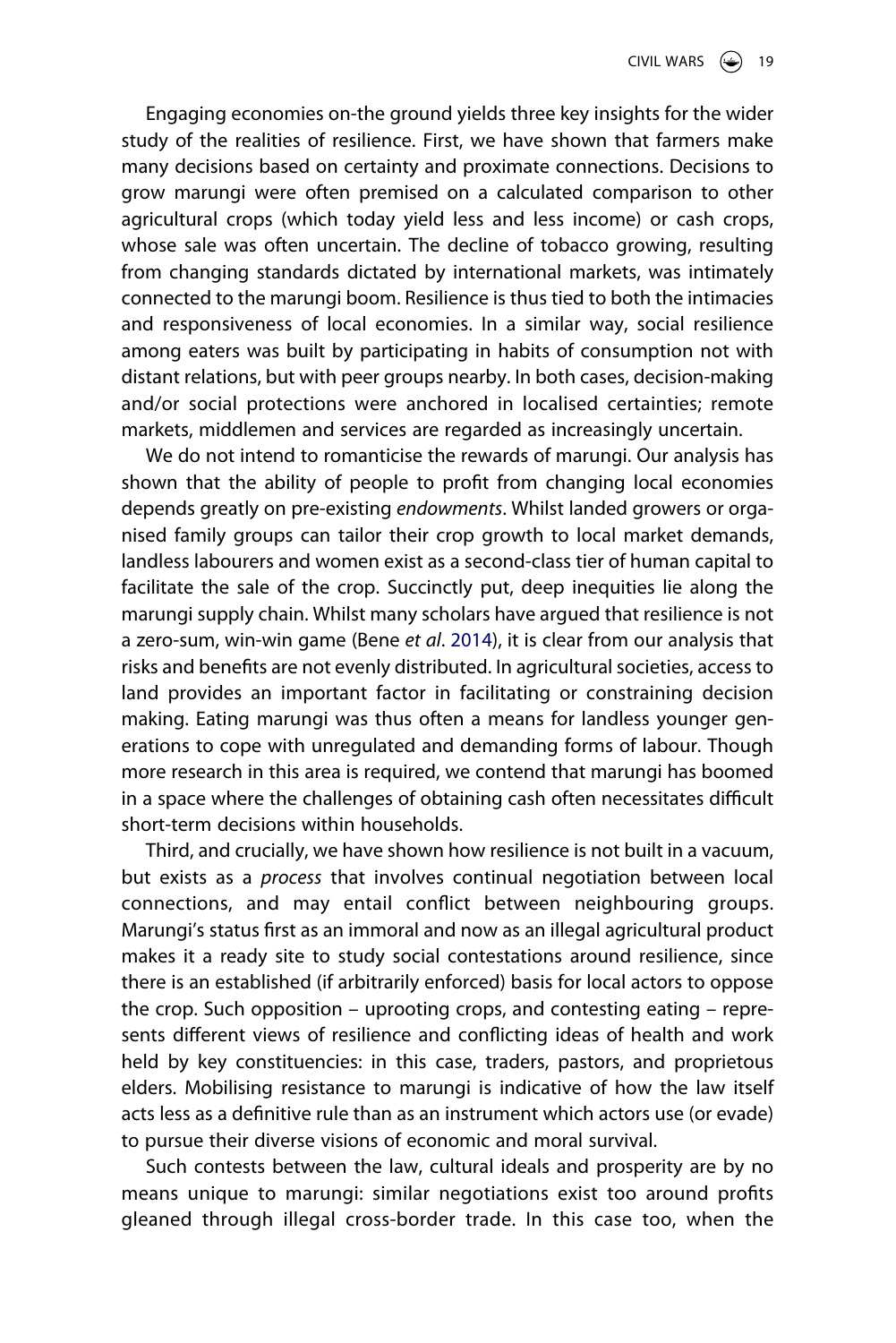Engaging economies on-the ground yields three key insights for the wider study of the realities of resilience. First, we have shown that farmers make many decisions based on certainty and proximate connections. Decisions to grow marungi were often premised on a calculated comparison to other agricultural crops (which today yield less and less income) or cash crops, whose sale was often uncertain. The decline of tobacco growing, resulting from changing standards dictated by international markets, was intimately connected to the marungi boom. Resilience is thus tied to both the intimacies and responsiveness of local economies. In a similar way, social resilience among eaters was built by participating in habits of consumption not with distant relations, but with peer groups nearby. In both cases, decision-making and/or social protections were anchored in localised certainties; remote markets, middlemen and services are regarded as increasingly uncertain.

We do not intend to romanticise the rewards of marungi. Our analysis has shown that the ability of people to profit from changing local economies depends greatly on pre-existing *endowments*. Whilst landed growers or organised family groups can tailor their crop growth to local market demands, landless labourers and women exist as a second-class tier of human capital to facilitate the sale of the crop. Succinctly put, deep inequities lie along the marungi supply chain. Whilst many scholars have argued that resilience is not a zero-sum, win-win game (Bene *et al*. 2014), it is clear from our analysis that risks and benefits are not evenly distributed. In agricultural societies, access to land provides an important factor in facilitating or constraining decision making. Eating marungi was thus often a means for landless younger generations to cope with unregulated and demanding forms of labour. Though more research in this area is required, we contend that marungi has boomed in a space where the challenges of obtaining cash often necessitates difficult short-term decisions within households.

Third, and crucially, we have shown how resilience is not built in a vacuum, but exists as a *process* that involves continual negotiation between local connections, and may entail conflict between neighbouring groups. Marungi's status first as an immoral and now as an illegal agricultural product makes it a ready site to study social contestations around resilience, since there is an established (if arbitrarily enforced) basis for local actors to oppose the crop. Such opposition – uprooting crops, and contesting eating – represents different views of resilience and conflicting ideas of health and work held by key constituencies: in this case, traders, pastors, and proprietous elders. Mobilising resistance to marungi is indicative of how the law itself acts less as a definitive rule than as an instrument which actors use (or evade) to pursue their diverse visions of economic and moral survival.

Such contests between the law, cultural ideals and prosperity are by no means unique to marungi: similar negotiations exist too around profits gleaned through illegal cross-border trade. In this case too, when the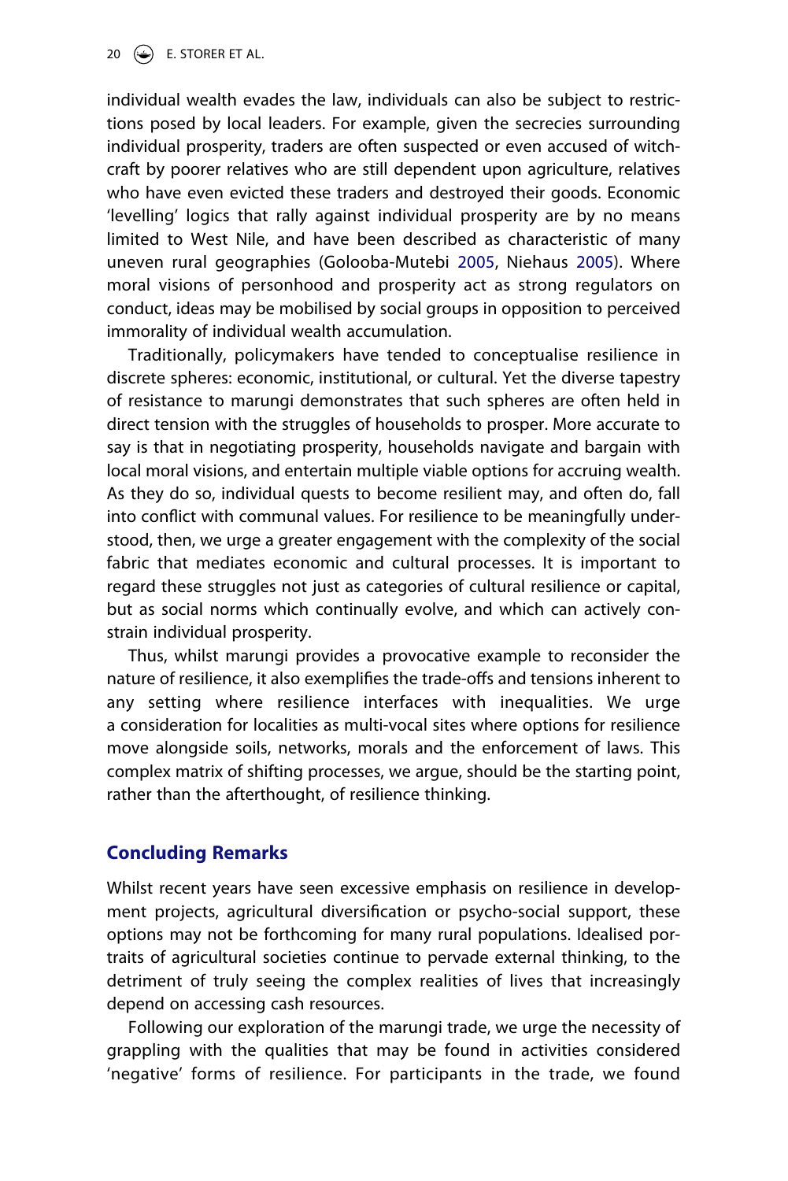individual wealth evades the law, individuals can also be subject to restrictions posed by local leaders. For example, given the secrecies surrounding individual prosperity, traders are often suspected or even accused of witchcraft by poorer relatives who are still dependent upon agriculture, relatives who have even evicted these traders and destroyed their goods. Economic 'levelling' logics that rally against individual prosperity are by no means limited to West Nile, and have been described as characteristic of many uneven rural geographies (Golooba-Mutebi 2005, Niehaus 2005). Where moral visions of personhood and prosperity act as strong regulators on conduct, ideas may be mobilised by social groups in opposition to perceived immorality of individual wealth accumulation.

Traditionally, policymakers have tended to conceptualise resilience in discrete spheres: economic, institutional, or cultural. Yet the diverse tapestry of resistance to marungi demonstrates that such spheres are often held in direct tension with the struggles of households to prosper. More accurate to say is that in negotiating prosperity, households navigate and bargain with local moral visions, and entertain multiple viable options for accruing wealth. As they do so, individual quests to become resilient may, and often do, fall into conflict with communal values. For resilience to be meaningfully understood, then, we urge a greater engagement with the complexity of the social fabric that mediates economic and cultural processes. It is important to regard these struggles not just as categories of cultural resilience or capital, but as social norms which continually evolve, and which can actively constrain individual prosperity.

Thus, whilst marungi provides a provocative example to reconsider the nature of resilience, it also exemplifies the trade-offs and tensions inherent to any setting where resilience interfaces with inequalities. We urge a consideration for localities as multi-vocal sites where options for resilience move alongside soils, networks, morals and the enforcement of laws. This complex matrix of shifting processes, we argue, should be the starting point, rather than the afterthought, of resilience thinking.

## Concluding Remarks

Whilst recent years have seen excessive emphasis on resilience in development projects, agricultural diversification or psycho-social support, these options may not be forthcoming for many rural populations. Idealised portraits of agricultural societies continue to pervade external thinking, to the detriment of truly seeing the complex realities of lives that increasingly depend on accessing cash resources.

Following our exploration of the marungi trade, we urge the necessity of grappling with the qualities that may be found in activities considered 'negative' forms of resilience. For participants in the trade, we found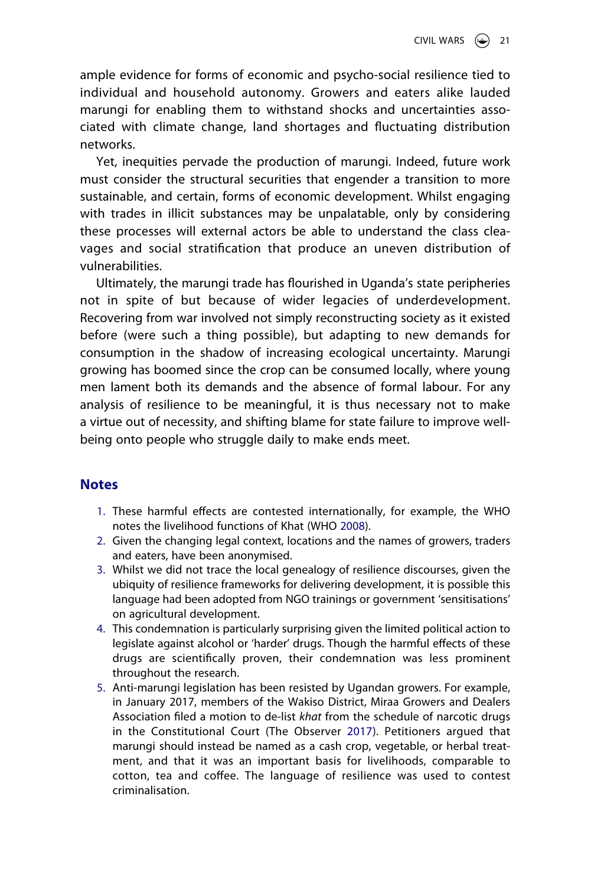ample evidence for forms of economic and psycho-social resilience tied to individual and household autonomy. Growers and eaters alike lauded marungi for enabling them to withstand shocks and uncertainties associated with climate change, land shortages and fluctuating distribution networks.

Yet, inequities pervade the production of marungi. Indeed, future work must consider the structural securities that engender a transition to more sustainable, and certain, forms of economic development. Whilst engaging with trades in illicit substances may be unpalatable, only by considering these processes will external actors be able to understand the class cleavages and social stratification that produce an uneven distribution of vulnerabilities.

Ultimately, the marungi trade has flourished in Uganda's state peripheries not in spite of but because of wider legacies of underdevelopment. Recovering from war involved not simply reconstructing society as it existed before (were such a thing possible), but adapting to new demands for consumption in the shadow of increasing ecological uncertainty. Marungi growing has boomed since the crop can be consumed locally, where young men lament both its demands and the absence of formal labour. For any analysis of resilience to be meaningful, it is thus necessary not to make a virtue out of necessity, and shifting blame for state failure to improve well-being onto people who struggle daily to make ends meet.

## Notes

1. These harmful effects are contested internationally, for example, the WHO notes the livelihood functions of Khat (WHO 2008).
2. Given the changing legal context, locations and the names of growers, traders and eaters, have been anonymised.
3. Whilst we did not trace the local genealogy of resilience discourses, given the ubiquity of resilience frameworks for delivering development, it is possible this language had been adopted from NGO trainings or government 'sensitisations' on agricultural development.
4. This condemnation is particularly surprising given the limited political action to legislate against alcohol or 'harder' drugs. Though the harmful effects of these drugs are scientifically proven, their condemnation was less prominent throughout the research.
5. Anti-marungi legislation has been resisted by Ugandan growers. For example, in January 2017, members of the Wakiso District, Miraa Growers and Dealers Association filed a motion to de-list *khat* from the schedule of narcotic drugs in the Constitutional Court (The Observer 2017). Petitioners argued that marungi should instead be named as a cash crop, vegetable, or herbal treatment, and that it was an important basis for livelihoods, comparable to cotton, tea and coffee. The language of resilience was used to contest criminalisation.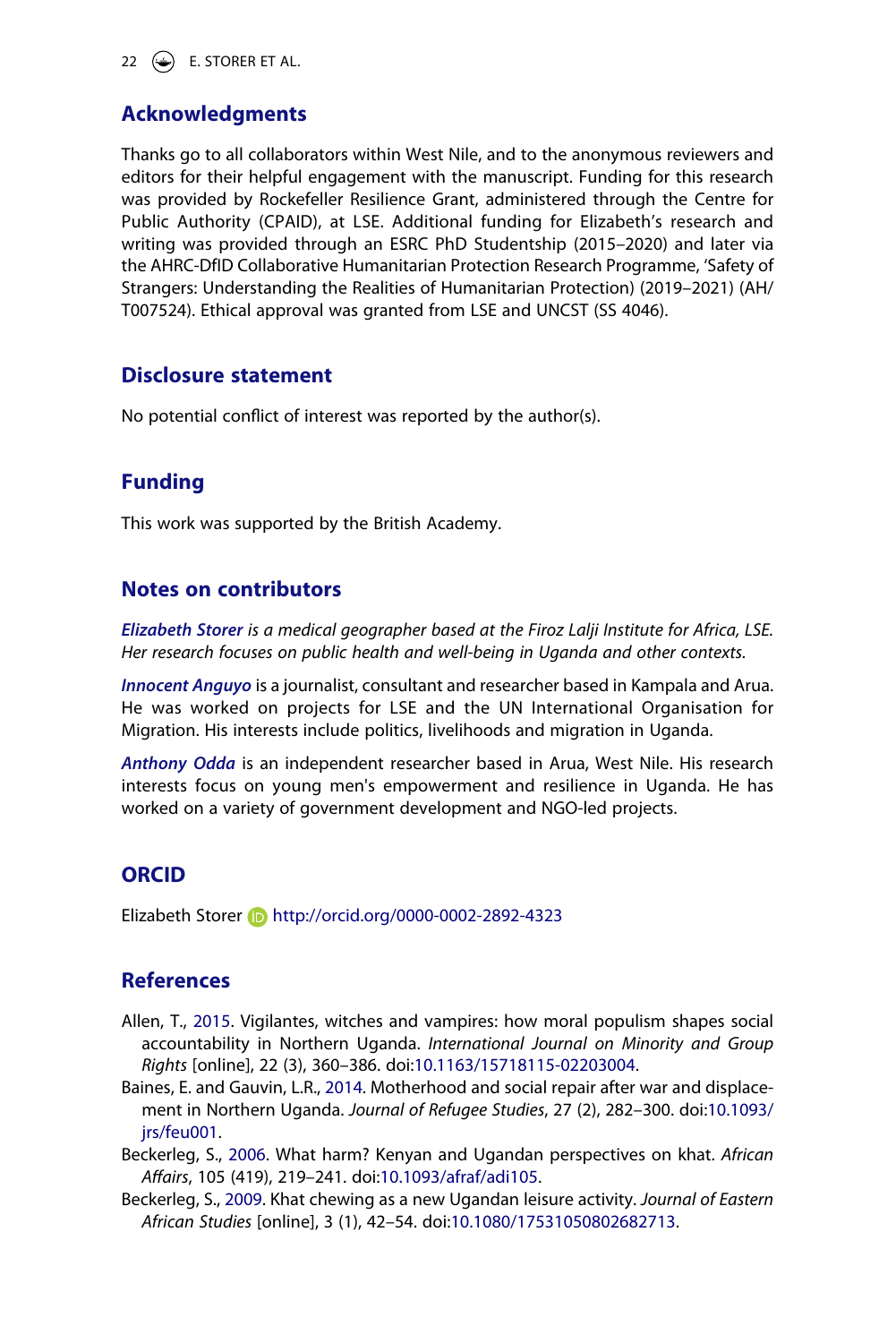## Acknowledgments

Thanks go to all collaborators within West Nile, and to the anonymous reviewers and editors for their helpful engagement with the manuscript. Funding for this research was provided by Rockefeller Resilience Grant, administered through the Centre for Public Authority (CPAID), at LSE. Additional funding for Elizabeth's research and writing was provided through an ESRC PhD Studentship (2015–2020) and later via the AHRC-DfID Collaborative Humanitarian Protection Research Programme, 'Safety of Strangers: Understanding the Realities of Humanitarian Protection) (2019–2021) (AH/T007524). Ethical approval was granted from LSE and UNCST (SS 4046).

## Disclosure statement

No potential conflict of interest was reported by the author(s).

## Funding

This work was supported by the British Academy.

## Notes on contributors

***Elizabeth Storer*** *is a medical geographer based at the Firoz Lalji Institute for Africa, LSE. Her research focuses on public health and well-being in Uganda and other contexts.*

***Innocent Anguyo*** is a journalist, consultant and researcher based in Kampala and Arua. He was worked on projects for LSE and the UN International Organisation for Migration. His interests include politics, livelihoods and migration in Uganda.

***Anthony Odda*** is an independent researcher based in Arua, West Nile. His research interests focus on young men's empowerment and resilience in Uganda. He has worked on a variety of government development and NGO-led projects.

## ORCID

Elizabeth Storer http://orcid.org/0000-0002-2892-4323

## References

Allen, T., 2015. Vigilantes, witches and vampires: how moral populism shapes social accountability in Northern Uganda. *International Journal on Minority and Group Rights* [online], 22 (3), 360–386. doi:10.1163/15718115-02203004.

Baines, E. and Gauvin, L.R., 2014. Motherhood and social repair after war and displacement in Northern Uganda. *Journal of Refugee Studies*, 27 (2), 282–300. doi:10.1093/jrs/feu001.

Beckerleg, S., 2006. What harm? Kenyan and Ugandan perspectives on khat. *African Affairs*, 105 (419), 219–241. doi:10.1093/afraf/adi105.

Beckerleg, S., 2009. Khat chewing as a new Ugandan leisure activity. *Journal of Eastern African Studies* [online], 3 (1), 42–54. doi:10.1080/17531050802682713.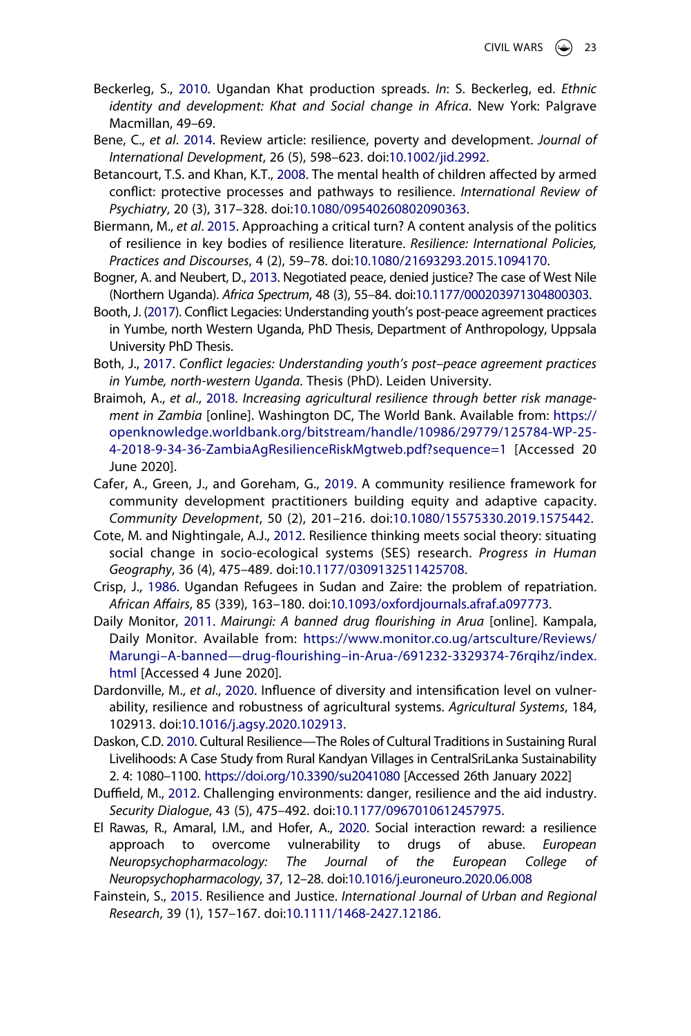Beckerleg, S., 2010. Ugandan Khat production spreads. *In*: S. Beckerleg, ed. *Ethnic identity and development: Khat and Social change in Africa*. New York: Palgrave Macmillan, 49–69.

Bene, C., *et al*. 2014. Review article: resilience, poverty and development. *Journal of International Development*, 26 (5), 598–623. doi:10.1002/jid.2992.

Betancourt, T.S. and Khan, K.T., 2008. The mental health of children affected by armed conflict: protective processes and pathways to resilience. *International Review of Psychiatry*, 20 (3), 317–328. doi:10.1080/09540260802090363.

Biermann, M., *et al*. 2015. Approaching a critical turn? A content analysis of the politics of resilience in key bodies of resilience literature. *Resilience: International Policies, Practices and Discourses*, 4 (2), 59–78. doi:10.1080/21693293.2015.1094170.

Bogner, A. and Neubert, D., 2013. Negotiated peace, denied justice? The case of West Nile (Northern Uganda). *Africa Spectrum*, 48 (3), 55–84. doi:10.1177/000203971304800303.

Booth, J. (2017). Conflict Legacies: Understanding youth's post-peace agreement practices in Yumbe, north Western Uganda, PhD Thesis, Department of Anthropology, Uppsala University PhD Thesis.

Both, J., 2017. *Conflict legacies: Understanding youth's post–peace agreement practices in Yumbe, north-western Uganda*. Thesis (PhD). Leiden University.

Braimoh, A., *et al*., 2018. *Increasing agricultural resilience through better risk management in Zambia* [online]. Washington DC, The World Bank. Available from: https://openknowledge.worldbank.org/bitstream/handle/10986/29779/125784-WP-25-4-2018-9-34-36-ZambiaAgResilienceRiskMgtweb.pdf?sequence=1 [Accessed 20 June 2020].

Cafer, A., Green, J., and Goreham, G., 2019. A community resilience framework for community development practitioners building equity and adaptive capacity. *Community Development*, 50 (2), 201–216. doi:10.1080/15575330.2019.1575442.

Cote, M. and Nightingale, A.J., 2012. Resilience thinking meets social theory: situating social change in socio-ecological systems (SES) research. *Progress in Human Geography*, 36 (4), 475–489. doi:10.1177/0309132511425708.

Crisp, J., 1986. Ugandan Refugees in Sudan and Zaire: the problem of repatriation. *African Affairs*, 85 (339), 163–180. doi:10.1093/oxfordjournals.afraf.a097773.

Daily Monitor, 2011. *Mairungi: A banned drug flourishing in Arua* [online]. Kampala, Daily Monitor. Available from: https://www.monitor.co.ug/artsculture/Reviews/Marungi–A-banned—drug-flourishing–in-Arua-/691232-3329374-76rqihz/index.html [Accessed 4 June 2020].

Dardonville, M., *et al*., 2020. Influence of diversity and intensification level on vulnerability, resilience and robustness of agricultural systems. *Agricultural Systems*, 184, 102913. doi:10.1016/j.agsy.2020.102913.

Daskon, C.D. 2010. Cultural Resilience—The Roles of Cultural Traditions in Sustaining Rural Livelihoods: A Case Study from Rural Kandyan Villages in CentralSriLanka Sustainability 2. 4: 1080–1100. https://doi.org/10.3390/su2041080 [Accessed 26th January 2022]

Duffield, M., 2012. Challenging environments: danger, resilience and the aid industry. *Security Dialogue*, 43 (5), 475–492. doi:10.1177/0967010612457975.

El Rawas, R., Amaral, I.M., and Hofer, A., 2020. Social interaction reward: a resilience approach to overcome vulnerability to drugs of abuse. *European Neuropsychopharmacology: The Journal of the European College of Neuropsychopharmacology*, 37, 12–28. doi:10.1016/j.euroneuro.2020.06.008

Fainstein, S., 2015. Resilience and Justice. *International Journal of Urban and Regional Research*, 39 (1), 157–167. doi:10.1111/1468-2427.12186.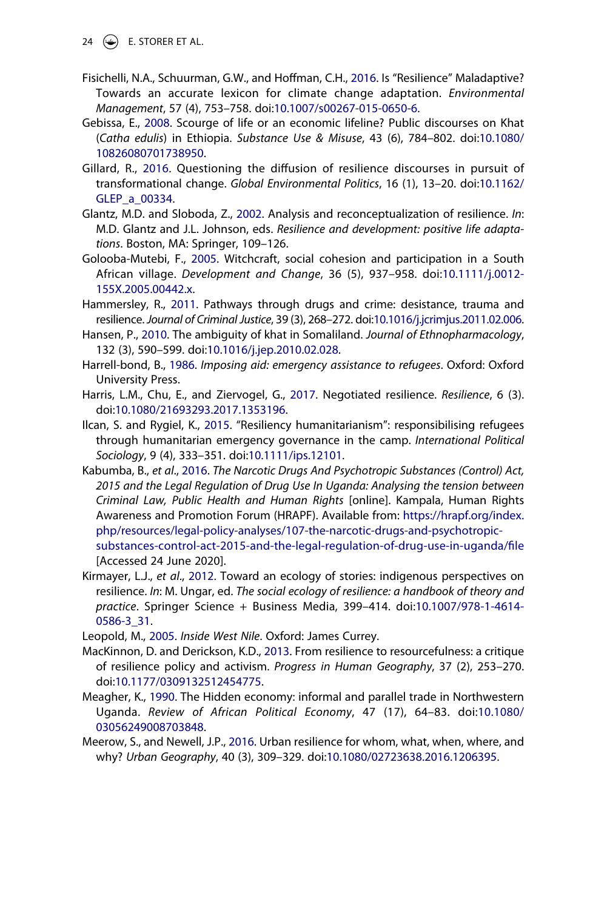Fisichelli, N.A., Schuurman, G.W., and Hoffman, C.H., 2016. Is "Resilience" Maladaptive? Towards an accurate lexicon for climate change adaptation. *Environmental Management*, 57 (4), 753–758. doi:10.1007/s00267-015-0650-6.

Gebissa, E., 2008. Scourge of life or an economic lifeline? Public discourses on Khat (*Catha edulis*) in Ethiopia. *Substance Use & Misuse*, 43 (6), 784–802. doi:10.1080/10826080701738950.

Gillard, R., 2016. Questioning the diffusion of resilience discourses in pursuit of transformational change. *Global Environmental Politics*, 16 (1), 13–20. doi:10.1162/GLEP_a_00334.

Glantz, M.D. and Sloboda, Z., 2002. Analysis and reconceptualization of resilience. *In*: M.D. Glantz and J.L. Johnson, eds. *Resilience and development: positive life adaptations*. Boston, MA: Springer, 109–126.

Golooba-Mutebi, F., 2005. Witchcraft, social cohesion and participation in a South African village. *Development and Change*, 36 (5), 937–958. doi:10.1111/j.0012-155X.2005.00442.x.

Hammersley, R., 2011. Pathways through drugs and crime: desistance, trauma and resilience. *Journal of Criminal Justice*, 39 (3), 268–272. doi:10.1016/j.jcrimjus.2011.02.006.

Hansen, P., 2010. The ambiguity of khat in Somaliland. *Journal of Ethnopharmacology*, 132 (3), 590–599. doi:10.1016/j.jep.2010.02.028.

Harrell-bond, B., 1986. *Imposing aid: emergency assistance to refugees*. Oxford: Oxford University Press.

Harris, L.M., Chu, E., and Ziervogel, G., 2017. Negotiated resilience. *Resilience*, 6 (3). doi:10.1080/21693293.2017.1353196.

Ilcan, S. and Rygiel, K., 2015. "Resiliency humanitarianism": responsibilising refugees through humanitarian emergency governance in the camp. *International Political Sociology*, 9 (4), 333–351. doi:10.1111/ips.12101.

Kabumba, B., *et al*., 2016. *The Narcotic Drugs And Psychotropic Substances (Control) Act, 2015 and the Legal Regulation of Drug Use In Uganda: Analysing the tension between Criminal Law, Public Health and Human Rights* [online]. Kampala, Human Rights Awareness and Promotion Forum (HRAPF). Available from: https://hrapf.org/index.php/resources/legal-policy-analyses/107-the-narcotic-drugs-and-psychotropic-substances-control-act-2015-and-the-legal-regulation-of-drug-use-in-uganda/file [Accessed 24 June 2020].

Kirmayer, L.J., *et al*., 2012. Toward an ecology of stories: indigenous perspectives on resilience. *In*: M. Ungar, ed. *The social ecology of resilience: a handbook of theory and practice*. Springer Science + Business Media, 399–414. doi:10.1007/978-1-4614-0586-3_31.

Leopold, M., 2005. *Inside West Nile*. Oxford: James Currey.

MacKinnon, D. and Derickson, K.D., 2013. From resilience to resourcefulness: a critique of resilience policy and activism. *Progress in Human Geography*, 37 (2), 253–270. doi:10.1177/0309132512454775.

Meagher, K., 1990. The Hidden economy: informal and parallel trade in Northwestern Uganda. *Review of African Political Economy*, 47 (17), 64–83. doi:10.1080/03056249008703848.

Meerow, S., and Newell, J.P., 2016. Urban resilience for whom, what, when, where, and why? *Urban Geography*, 40 (3), 309–329. doi:10.1080/02723638.2016.1206395.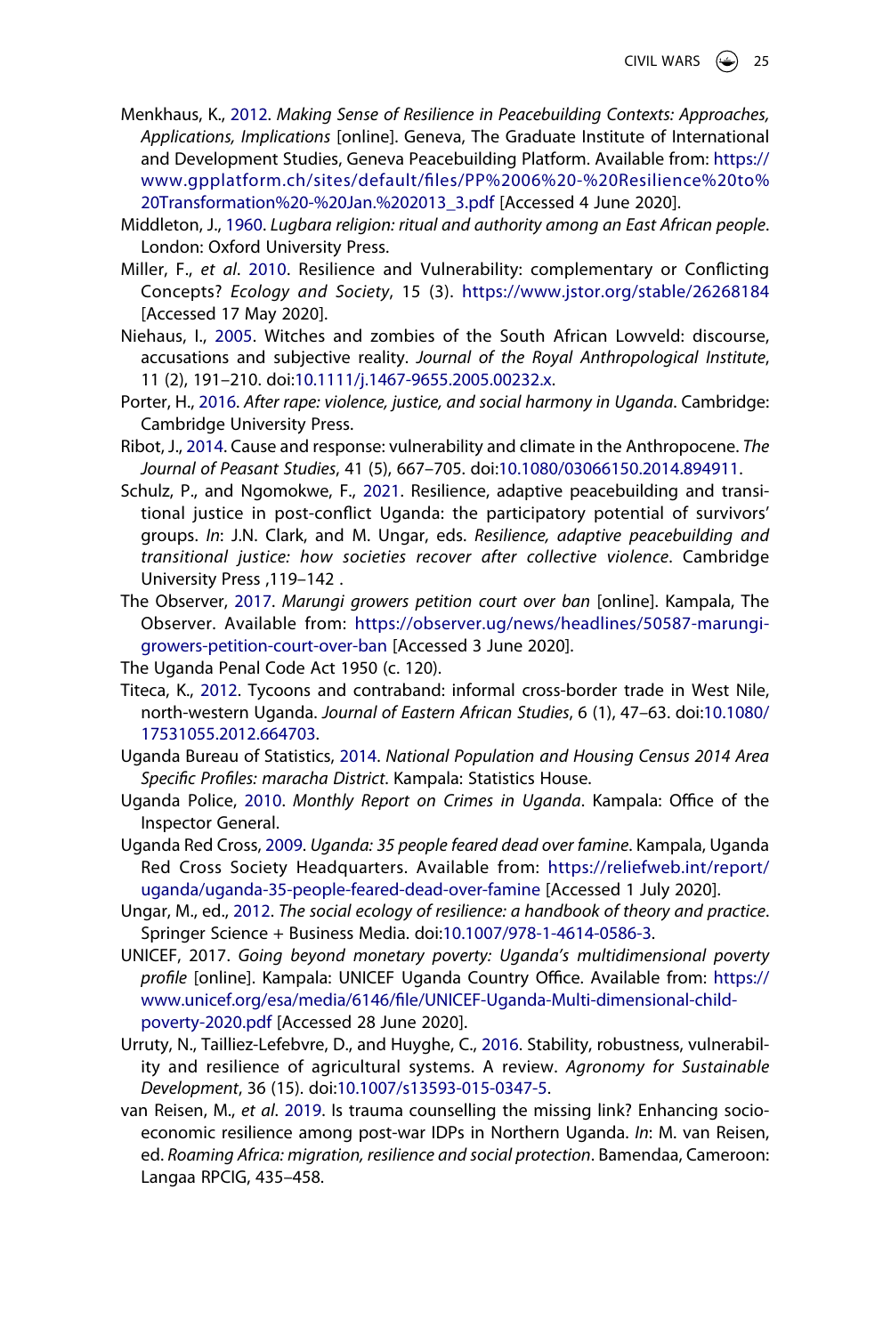Menkhaus, K., 2012. *Making Sense of Resilience in Peacebuilding Contexts: Approaches, Applications, Implications* [online]. Geneva, The Graduate Institute of International and Development Studies, Geneva Peacebuilding Platform. Available from: https://www.gpplatform.ch/sites/default/files/PP%2006%20-%20Resilience%20to%20Transformation%20-%20Jan.%202013_3.pdf [Accessed 4 June 2020].

Middleton, J., 1960. *Lugbara religion: ritual and authority among an East African people*. London: Oxford University Press.

Miller, F., *et al*. 2010. Resilience and Vulnerability: complementary or Conflicting Concepts? *Ecology and Society*, 15 (3). https://www.jstor.org/stable/26268184 [Accessed 17 May 2020].

Niehaus, I., 2005. Witches and zombies of the South African Lowveld: discourse, accusations and subjective reality. *Journal of the Royal Anthropological Institute*, 11 (2), 191–210. doi:10.1111/j.1467-9655.2005.00232.x.

Porter, H., 2016. *After rape: violence, justice, and social harmony in Uganda*. Cambridge: Cambridge University Press.

Ribot, J., 2014. Cause and response: vulnerability and climate in the Anthropocene. *The Journal of Peasant Studies*, 41 (5), 667–705. doi:10.1080/03066150.2014.894911.

Schulz, P., and Ngomokwe, F., 2021. Resilience, adaptive peacebuilding and transitional justice in post-conflict Uganda: the participatory potential of survivors' groups. *In*: J.N. Clark, and M. Ungar, eds. *Resilience, adaptive peacebuilding and transitional justice: how societies recover after collective violence*. Cambridge University Press ,119–142 .

The Observer, 2017. *Marungi growers petition court over ban* [online]. Kampala, The Observer. Available from: https://observer.ug/news/headlines/50587-marungi-growers-petition-court-over-ban [Accessed 3 June 2020].

The Uganda Penal Code Act 1950 (c. 120).

Titeca, K., 2012. Tycoons and contraband: informal cross-border trade in West Nile, north-western Uganda. *Journal of Eastern African Studies*, 6 (1), 47–63. doi:10.1080/17531055.2012.664703.

Uganda Bureau of Statistics, 2014. *National Population and Housing Census 2014 Area Specific Profiles: maracha District*. Kampala: Statistics House.

Uganda Police, 2010. *Monthly Report on Crimes in Uganda*. Kampala: Office of the Inspector General.

Uganda Red Cross, 2009. *Uganda: 35 people feared dead over famine*. Kampala, Uganda Red Cross Society Headquarters. Available from: https://reliefweb.int/report/uganda/uganda-35-people-feared-dead-over-famine [Accessed 1 July 2020].

Ungar, M., ed., 2012. *The social ecology of resilience: a handbook of theory and practice*. Springer Science + Business Media. doi:10.1007/978-1-4614-0586-3.

UNICEF, 2017. *Going beyond monetary poverty: Uganda's multidimensional poverty profile* [online]. Kampala: UNICEF Uganda Country Office. Available from: https://www.unicef.org/esa/media/6146/file/UNICEF-Uganda-Multi-dimensional-child-poverty-2020.pdf [Accessed 28 June 2020].

Urruty, N., Tailliez-Lefebvre, D., and Huyghe, C., 2016. Stability, robustness, vulnerability and resilience of agricultural systems. A review. *Agronomy for Sustainable Development*, 36 (15). doi:10.1007/s13593-015-0347-5.

van Reisen, M., *et al*. 2019. Is trauma counselling the missing link? Enhancing socio-economic resilience among post-war IDPs in Northern Uganda. *In*: M. van Reisen, ed. *Roaming Africa: migration, resilience and social protection*. Bamendaa, Cameroon: Langaa RPCIG, 435–458.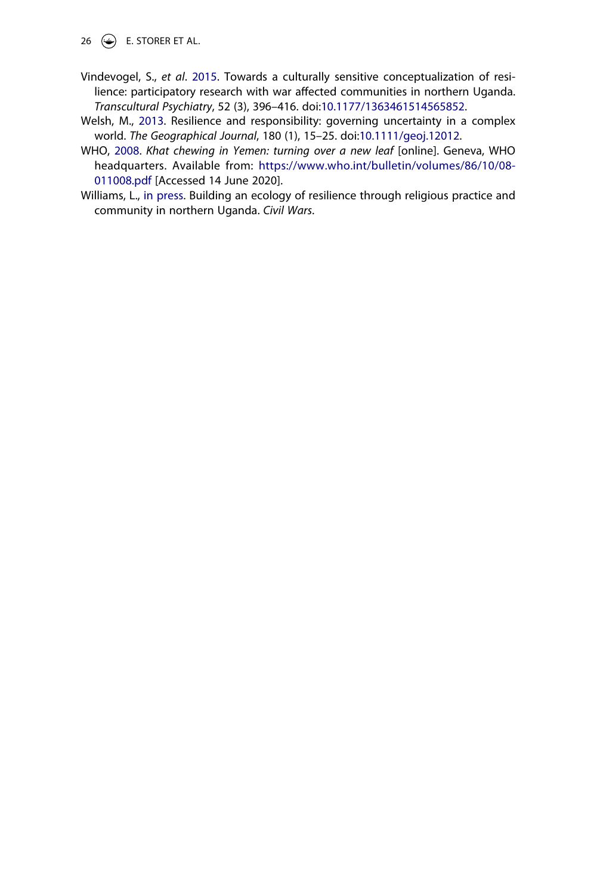Vindevogel, S., *et al*. 2015. Towards a culturally sensitive conceptualization of resilience: participatory research with war affected communities in northern Uganda. *Transcultural Psychiatry*, 52 (3), 396–416. doi:10.1177/1363461514565852.

Welsh, M., 2013. Resilience and responsibility: governing uncertainty in a complex world. *The Geographical Journal*, 180 (1), 15–25. doi:10.1111/geoj.12012.

WHO, 2008. *Khat chewing in Yemen: turning over a new leaf* [online]. Geneva, WHO headquarters. Available from: https://www.who.int/bulletin/volumes/86/10/08-011008.pdf [Accessed 14 June 2020].

Williams, L., in press. Building an ecology of resilience through religious practice and community in northern Uganda. *Civil Wars*.